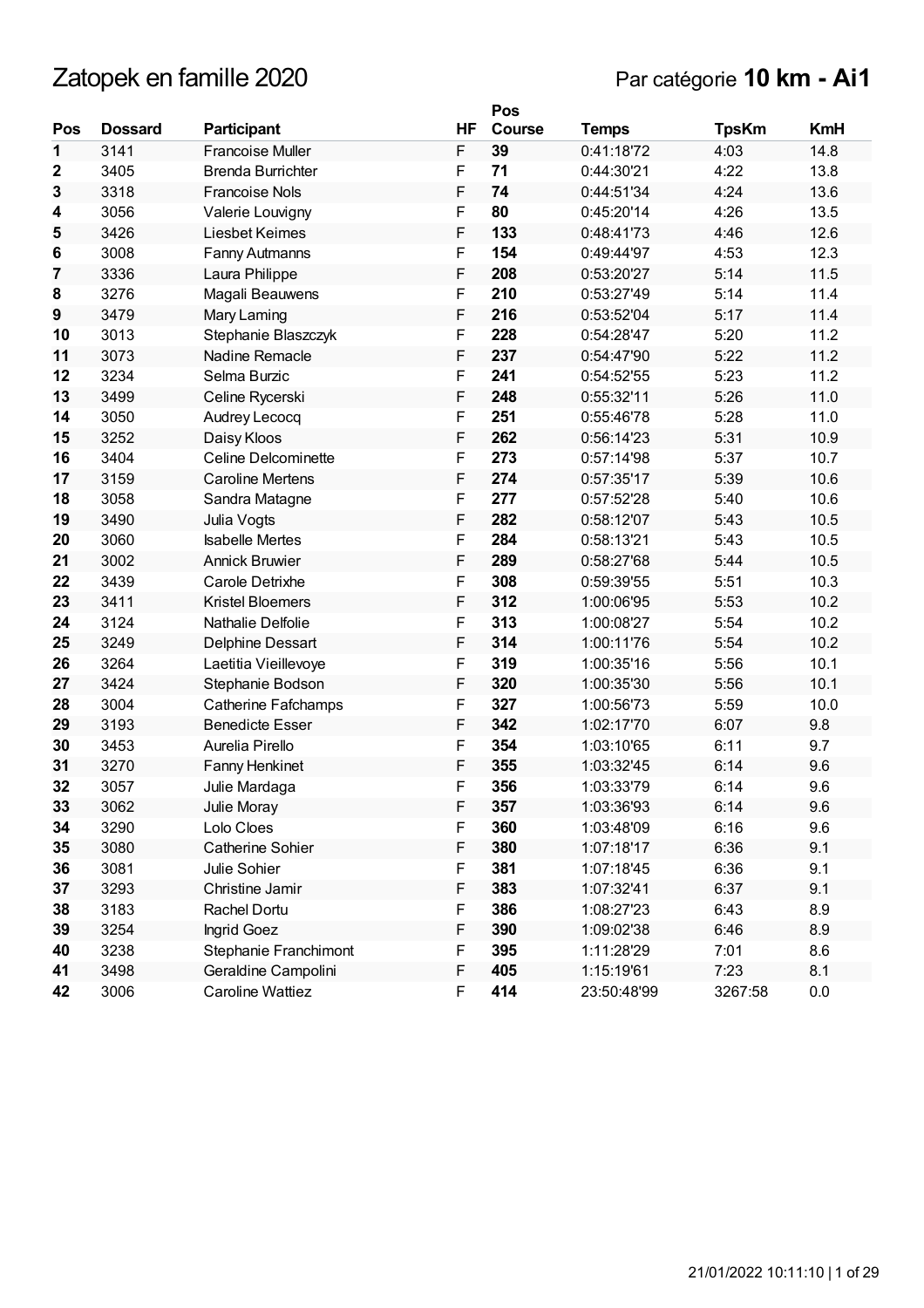# Zatopek en famille 2020

Par catégorie **10 km - Ai1**

| Pos | Dossard | Participant | HF | Pos Course | Temps | TpsKm | KmH |
|---|---|---|---|---|---|---|---|
| **1** | 3141 | Francoise Muller | F | **39** | 0:41:18'72 | 4:03 | 14.8 |
| **2** | 3405 | Brenda Burrichter | F | **71** | 0:44:30'21 | 4:22 | 13.8 |
| **3** | 3318 | Francoise Nols | F | **74** | 0:44:51'34 | 4:24 | 13.6 |
| **4** | 3056 | Valerie Louvigny | F | **80** | 0:45:20'14 | 4:26 | 13.5 |
| **5** | 3426 | Liesbet Keimes | F | **133** | 0:48:41'73 | 4:46 | 12.6 |
| **6** | 3008 | Fanny Autmanns | F | **154** | 0:49:44'97 | 4:53 | 12.3 |
| **7** | 3336 | Laura Philippe | F | **208** | 0:53:20'27 | 5:14 | 11.5 |
| **8** | 3276 | Magali Beauwens | F | **210** | 0:53:27'49 | 5:14 | 11.4 |
| **9** | 3479 | Mary Laming | F | **216** | 0:53:52'04 | 5:17 | 11.4 |
| **10** | 3013 | Stephanie Blaszczyk | F | **228** | 0:54:28'47 | 5:20 | 11.2 |
| **11** | 3073 | Nadine Remacle | F | **237** | 0:54:47'90 | 5:22 | 11.2 |
| **12** | 3234 | Selma Burzic | F | **241** | 0:54:52'55 | 5:23 | 11.2 |
| **13** | 3499 | Celine Rycerski | F | **248** | 0:55:32'11 | 5:26 | 11.0 |
| **14** | 3050 | Audrey Lecocq | F | **251** | 0:55:46'78 | 5:28 | 11.0 |
| **15** | 3252 | Daisy Kloos | F | **262** | 0:56:14'23 | 5:31 | 10.9 |
| **16** | 3404 | Celine Delcominette | F | **273** | 0:57:14'98 | 5:37 | 10.7 |
| **17** | 3159 | Caroline Mertens | F | **274** | 0:57:35'17 | 5:39 | 10.6 |
| **18** | 3058 | Sandra Matagne | F | **277** | 0:57:52'28 | 5:40 | 10.6 |
| **19** | 3490 | Julia Vogts | F | **282** | 0:58:12'07 | 5:43 | 10.5 |
| **20** | 3060 | Isabelle Mertes | F | **284** | 0:58:13'21 | 5:43 | 10.5 |
| **21** | 3002 | Annick Bruwier | F | **289** | 0:58:27'68 | 5:44 | 10.5 |
| **22** | 3439 | Carole Detrixhe | F | **308** | 0:59:39'55 | 5:51 | 10.3 |
| **23** | 3411 | Kristel Bloemers | F | **312** | 1:00:06'95 | 5:53 | 10.2 |
| **24** | 3124 | Nathalie Delfolie | F | **313** | 1:00:08'27 | 5:54 | 10.2 |
| **25** | 3249 | Delphine Dessart | F | **314** | 1:00:11'76 | 5:54 | 10.2 |
| **26** | 3264 | Laetitia Vieillevoye | F | **319** | 1:00:35'16 | 5:56 | 10.1 |
| **27** | 3424 | Stephanie Bodson | F | **320** | 1:00:35'30 | 5:56 | 10.1 |
| **28** | 3004 | Catherine Fafchamps | F | **327** | 1:00:56'73 | 5:59 | 10.0 |
| **29** | 3193 | Benedicte Esser | F | **342** | 1:02:17'70 | 6:07 | 9.8 |
| **30** | 3453 | Aurelia Pirello | F | **354** | 1:03:10'65 | 6:11 | 9.7 |
| **31** | 3270 | Fanny Henkinet | F | **355** | 1:03:32'45 | 6:14 | 9.6 |
| **32** | 3057 | Julie Mardaga | F | **356** | 1:03:33'79 | 6:14 | 9.6 |
| **33** | 3062 | Julie Moray | F | **357** | 1:03:36'93 | 6:14 | 9.6 |
| **34** | 3290 | Lolo Cloes | F | **360** | 1:03:48'09 | 6:16 | 9.6 |
| **35** | 3080 | Catherine Sohier | F | **380** | 1:07:18'17 | 6:36 | 9.1 |
| **36** | 3081 | Julie Sohier | F | **381** | 1:07:18'45 | 6:36 | 9.1 |
| **37** | 3293 | Christine Jamir | F | **383** | 1:07:32'41 | 6:37 | 9.1 |
| **38** | 3183 | Rachel Dortu | F | **386** | 1:08:27'23 | 6:43 | 8.9 |
| **39** | 3254 | Ingrid Goez | F | **390** | 1:09:02'38 | 6:46 | 8.9 |
| **40** | 3238 | Stephanie Franchimont | F | **395** | 1:11:28'29 | 7:01 | 8.6 |
| **41** | 3498 | Geraldine Campolini | F | **405** | 1:15:19'61 | 7:23 | 8.1 |
| **42** | 3006 | Caroline Wattiez | F | **414** | 23:50:48'99 | 3267:58 | 0.0 |

21/01/2022 10:11:10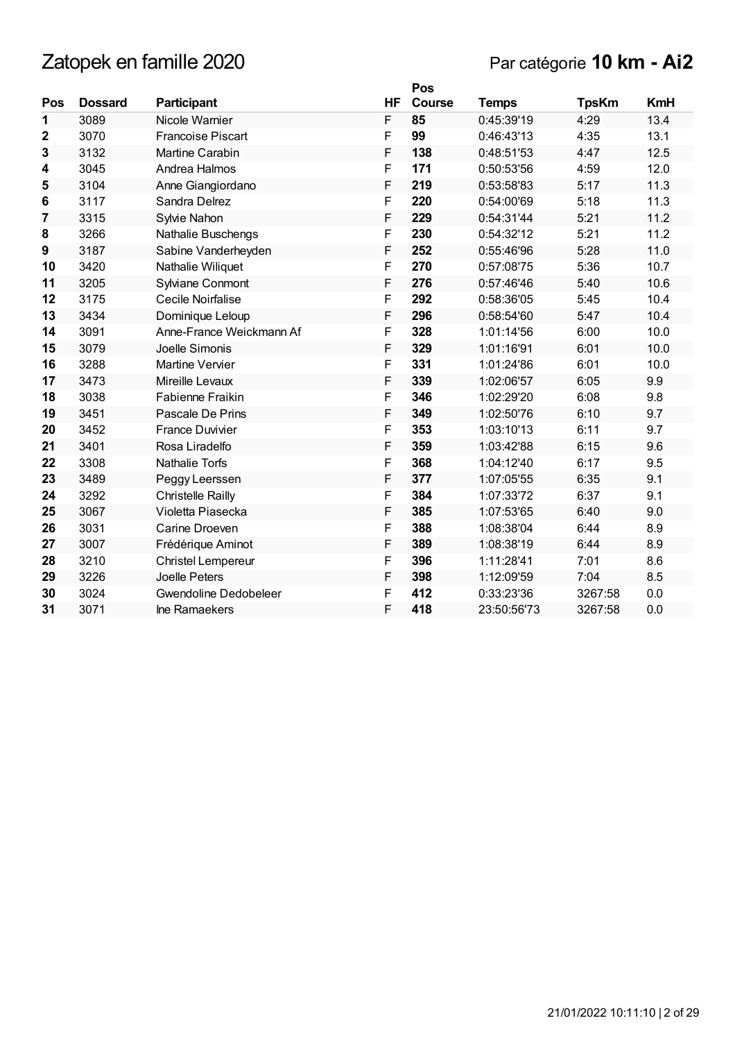# Zatopek en famille 2020

Par catégorie **10 km - Ai2**

| Pos | Dossard | Participant | HF | Pos Course | Temps | TpsKm | KmH |
|---|---|---|---|---|---|---|---|
| **1** | 3089 | Nicole Warnier | F | **85** | 0:45:39'19 | 4:29 | 13.4 |
| **2** | 3070 | Francoise Piscart | F | **99** | 0:46:43'13 | 4:35 | 13.1 |
| **3** | 3132 | Martine Carabin | F | **138** | 0:48:51'53 | 4:47 | 12.5 |
| **4** | 3045 | Andrea Halmos | F | **171** | 0:50:53'56 | 4:59 | 12.0 |
| **5** | 3104 | Anne Giangiordano | F | **219** | 0:53:58'83 | 5:17 | 11.3 |
| **6** | 3117 | Sandra Delrez | F | **220** | 0:54:00'69 | 5:18 | 11.3 |
| **7** | 3315 | Sylvie Nahon | F | **229** | 0:54:31'44 | 5:21 | 11.2 |
| **8** | 3266 | Nathalie Buschengs | F | **230** | 0:54:32'12 | 5:21 | 11.2 |
| **9** | 3187 | Sabine Vanderheyden | F | **252** | 0:55:46'96 | 5:28 | 11.0 |
| **10** | 3420 | Nathalie Wiliquet | F | **270** | 0:57:08'75 | 5:36 | 10.7 |
| **11** | 3205 | Sylviane Conmont | F | **276** | 0:57:46'46 | 5:40 | 10.6 |
| **12** | 3175 | Cecile Noirfalise | F | **292** | 0:58:36'05 | 5:45 | 10.4 |
| **13** | 3434 | Dominique Leloup | F | **296** | 0:58:54'60 | 5:47 | 10.4 |
| **14** | 3091 | Anne-France Weickmann Af | F | **328** | 1:01:14'56 | 6:00 | 10.0 |
| **15** | 3079 | Joelle Simonis | F | **329** | 1:01:16'91 | 6:01 | 10.0 |
| **16** | 3288 | Martine Vervier | F | **331** | 1:01:24'86 | 6:01 | 10.0 |
| **17** | 3473 | Mireille Levaux | F | **339** | 1:02:06'57 | 6:05 | 9.9 |
| **18** | 3038 | Fabienne Fraikin | F | **346** | 1:02:29'20 | 6:08 | 9.8 |
| **19** | 3451 | Pascale De Prins | F | **349** | 1:02:50'76 | 6:10 | 9.7 |
| **20** | 3452 | France Duvivier | F | **353** | 1:03:10'13 | 6:11 | 9.7 |
| **21** | 3401 | Rosa Liradelfo | F | **359** | 1:03:42'88 | 6:15 | 9.6 |
| **22** | 3308 | Nathalie Torfs | F | **368** | 1:04:12'40 | 6:17 | 9.5 |
| **23** | 3489 | Peggy Leerssen | F | **377** | 1:07:05'55 | 6:35 | 9.1 |
| **24** | 3292 | Christelle Railly | F | **384** | 1:07:33'72 | 6:37 | 9.1 |
| **25** | 3067 | Violetta Piasecka | F | **385** | 1:07:53'65 | 6:40 | 9.0 |
| **26** | 3031 | Carine Droeven | F | **388** | 1:08:38'04 | 6:44 | 8.9 |
| **27** | 3007 | Frédérique Aminot | F | **389** | 1:08:38'19 | 6:44 | 8.9 |
| **28** | 3210 | Christel Lempereur | F | **396** | 1:11:28'41 | 7:01 | 8.6 |
| **29** | 3226 | Joelle Peters | F | **398** | 1:12:09'59 | 7:04 | 8.5 |
| **30** | 3024 | Gwendoline Dedobeleer | F | **412** | 0:33:23'36 | 3267:58 | 0.0 |
| **31** | 3071 | Ine Ramaekers | F | **418** | 23:50:56'73 | 3267:58 | 0.0 |

21/01/2022 10:11:10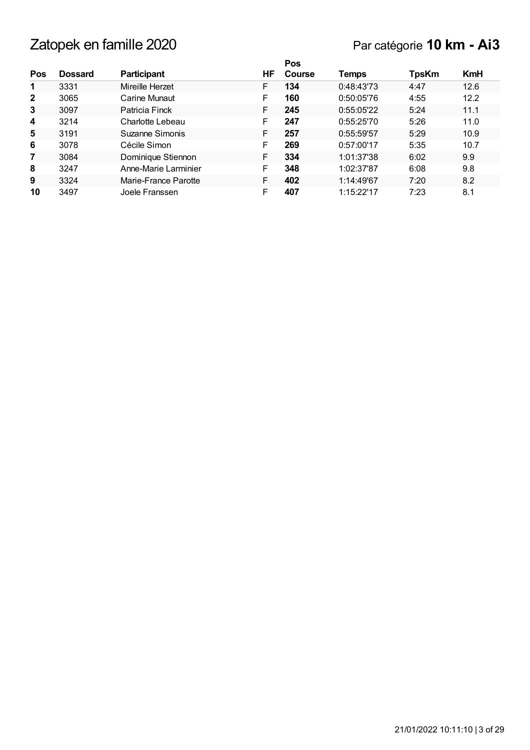# Zatopek en famille 2020

Par catégorie **10 km - Ai3**

| Pos | Dossard | Participant | HF | Pos Course | Temps | TpsKm | KmH |
|---|---|---|---|---|---|---|---|
| **1** | 3331 | Mireille Herzet | F | **134** | 0:48:43'73 | 4:47 | 12.6 |
| **2** | 3065 | Carine Munaut | F | **160** | 0:50:05'76 | 4:55 | 12.2 |
| **3** | 3097 | Patricia Finck | F | **245** | 0:55:05'22 | 5:24 | 11.1 |
| **4** | 3214 | Charlotte Lebeau | F | **247** | 0:55:25'70 | 5:26 | 11.0 |
| **5** | 3191 | Suzanne Simonis | F | **257** | 0:55:59'57 | 5:29 | 10.9 |
| **6** | 3078 | Cécile Simon | F | **269** | 0:57:00'17 | 5:35 | 10.7 |
| **7** | 3084 | Dominique Stiennon | F | **334** | 1:01:37'38 | 6:02 | 9.9 |
| **8** | 3247 | Anne-Marie Larminier | F | **348** | 1:02:37'87 | 6:08 | 9.8 |
| **9** | 3324 | Marie-France Parotte | F | **402** | 1:14:49'67 | 7:20 | 8.2 |
| **10** | 3497 | Joele Franssen | F | **407** | 1:15:22'17 | 7:23 | 8.1 |

21/01/2022 10:11:10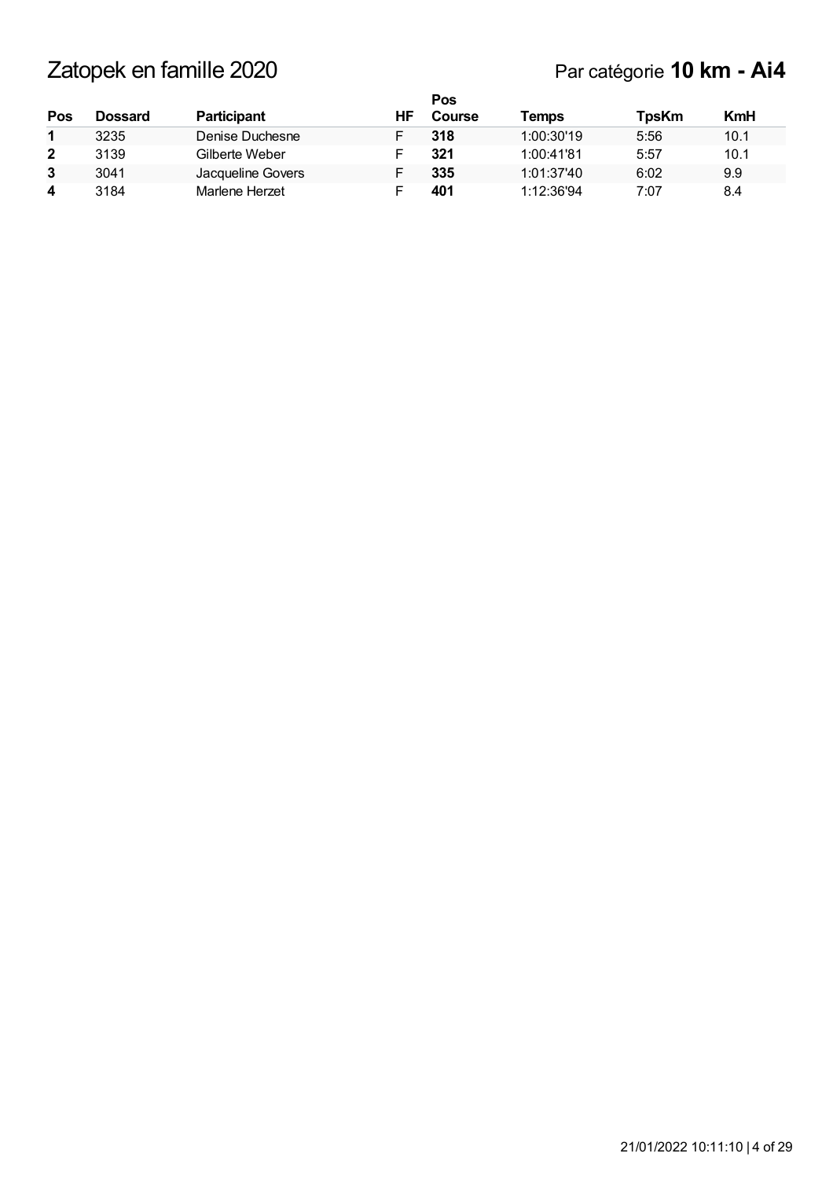# Zatopek en famille 2020

Par catégorie **10 km - Ai4**

| Pos | Dossard | Participant | HF | Pos Course | Temps | TpsKm | KmH |
|---|---|---|---|---|---|---|---|
| **1** | 3235 | Denise Duchesne | F | **318** | 1:00:30'19 | 5:56 | 10.1 |
| **2** | 3139 | Gilberte Weber | F | **321** | 1:00:41'81 | 5:57 | 10.1 |
| **3** | 3041 | Jacqueline Govers | F | **335** | 1:01:37'40 | 6:02 | 9.9 |
| **4** | 3184 | Marlene Herzet | F | **401** | 1:12:36'94 | 7:07 | 8.4 |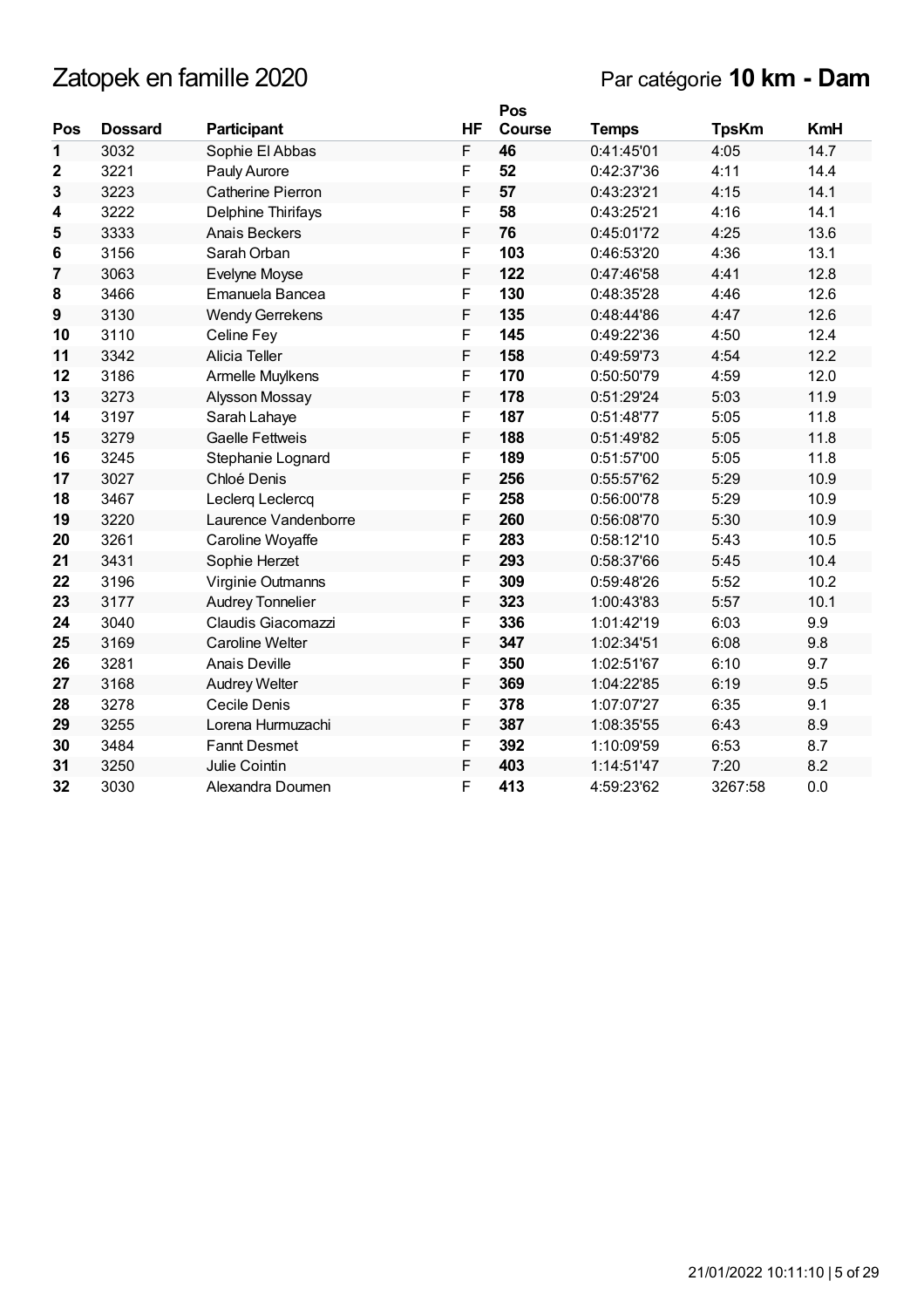# Zatopek en famille 2020

## Par catégorie **10 km - Dam**

| Pos | Dossard | Participant | HF | Pos Course | Temps | TpsKm | KmH |
|---|---|---|---|---|---|---|---|
| **1** | 3032 | Sophie El Abbas | F | **46** | 0:41:45'01 | 4:05 | 14.7 |
| **2** | 3221 | Pauly Aurore | F | **52** | 0:42:37'36 | 4:11 | 14.4 |
| **3** | 3223 | Catherine Pierron | F | **57** | 0:43:23'21 | 4:15 | 14.1 |
| **4** | 3222 | Delphine Thirifays | F | **58** | 0:43:25'21 | 4:16 | 14.1 |
| **5** | 3333 | Anais Beckers | F | **76** | 0:45:01'72 | 4:25 | 13.6 |
| **6** | 3156 | Sarah Orban | F | **103** | 0:46:53'20 | 4:36 | 13.1 |
| **7** | 3063 | Evelyne Moyse | F | **122** | 0:47:46'58 | 4:41 | 12.8 |
| **8** | 3466 | Emanuela Bancea | F | **130** | 0:48:35'28 | 4:46 | 12.6 |
| **9** | 3130 | Wendy Gerrekens | F | **135** | 0:48:44'86 | 4:47 | 12.6 |
| **10** | 3110 | Celine Fey | F | **145** | 0:49:22'36 | 4:50 | 12.4 |
| **11** | 3342 | Alicia Teller | F | **158** | 0:49:59'73 | 4:54 | 12.2 |
| **12** | 3186 | Armelle Muylkens | F | **170** | 0:50:50'79 | 4:59 | 12.0 |
| **13** | 3273 | Alysson Mossay | F | **178** | 0:51:29'24 | 5:03 | 11.9 |
| **14** | 3197 | Sarah Lahaye | F | **187** | 0:51:48'77 | 5:05 | 11.8 |
| **15** | 3279 | Gaelle Fettweis | F | **188** | 0:51:49'82 | 5:05 | 11.8 |
| **16** | 3245 | Stephanie Lognard | F | **189** | 0:51:57'00 | 5:05 | 11.8 |
| **17** | 3027 | Chloé Denis | F | **256** | 0:55:57'62 | 5:29 | 10.9 |
| **18** | 3467 | Leclerq Leclercq | F | **258** | 0:56:00'78 | 5:29 | 10.9 |
| **19** | 3220 | Laurence Vandenborre | F | **260** | 0:56:08'70 | 5:30 | 10.9 |
| **20** | 3261 | Caroline Woyaffe | F | **283** | 0:58:12'10 | 5:43 | 10.5 |
| **21** | 3431 | Sophie Herzet | F | **293** | 0:58:37'66 | 5:45 | 10.4 |
| **22** | 3196 | Virginie Outmanns | F | **309** | 0:59:48'26 | 5:52 | 10.2 |
| **23** | 3177 | Audrey Tonnelier | F | **323** | 1:00:43'83 | 5:57 | 10.1 |
| **24** | 3040 | Claudis Giacomazzi | F | **336** | 1:01:42'19 | 6:03 | 9.9 |
| **25** | 3169 | Caroline Welter | F | **347** | 1:02:34'51 | 6:08 | 9.8 |
| **26** | 3281 | Anais Deville | F | **350** | 1:02:51'67 | 6:10 | 9.7 |
| **27** | 3168 | Audrey Welter | F | **369** | 1:04:22'85 | 6:19 | 9.5 |
| **28** | 3278 | Cecile Denis | F | **378** | 1:07:07'27 | 6:35 | 9.1 |
| **29** | 3255 | Lorena Hurmuzachi | F | **387** | 1:08:35'55 | 6:43 | 8.9 |
| **30** | 3484 | Fannt Desmet | F | **392** | 1:10:09'59 | 6:53 | 8.7 |
| **31** | 3250 | Julie Cointin | F | **403** | 1:14:51'47 | 7:20 | 8.2 |
| **32** | 3030 | Alexandra Doumen | F | **413** | 4:59:23'62 | 3267:58 | 0.0 |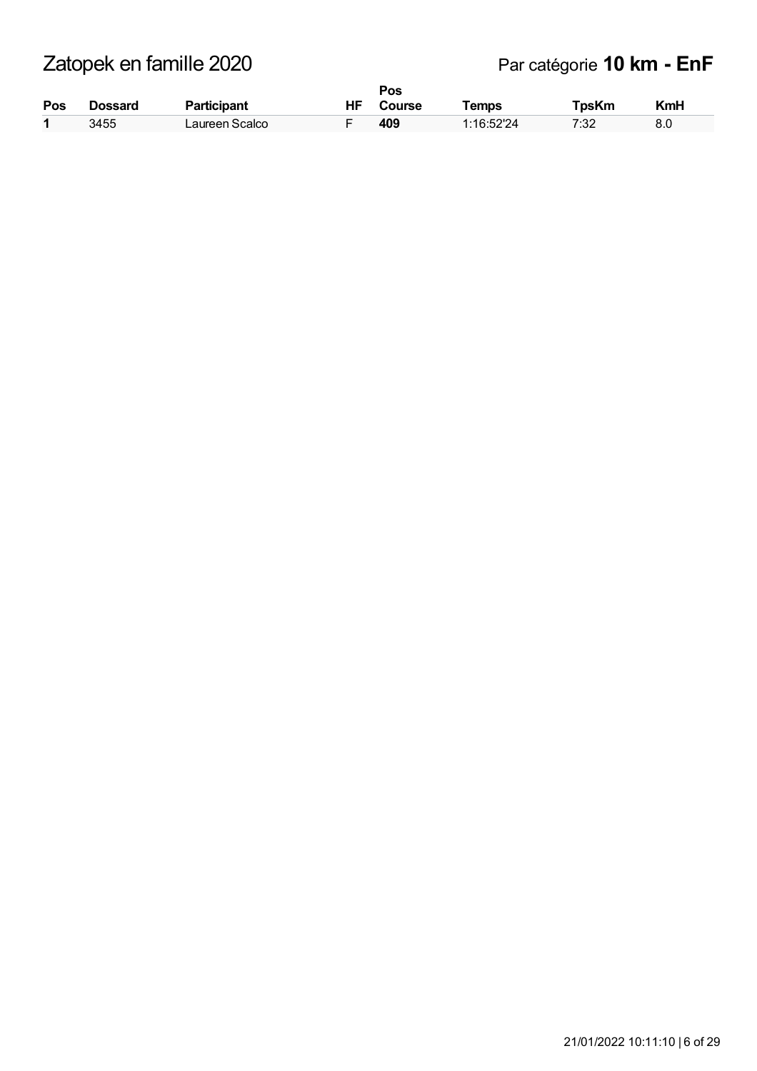# Zatopek en famille 2020

## Par catégorie **10 km - EnF**

| Pos | Dossard | Participant | HF | Pos Course | Temps | TpsKm | KmH |
|---|---|---|---|---|---|---|---|
| **1** | 3455 | Laureen Scalco | F | **409** | 1:16:52'24 | 7:32 | 8.0 |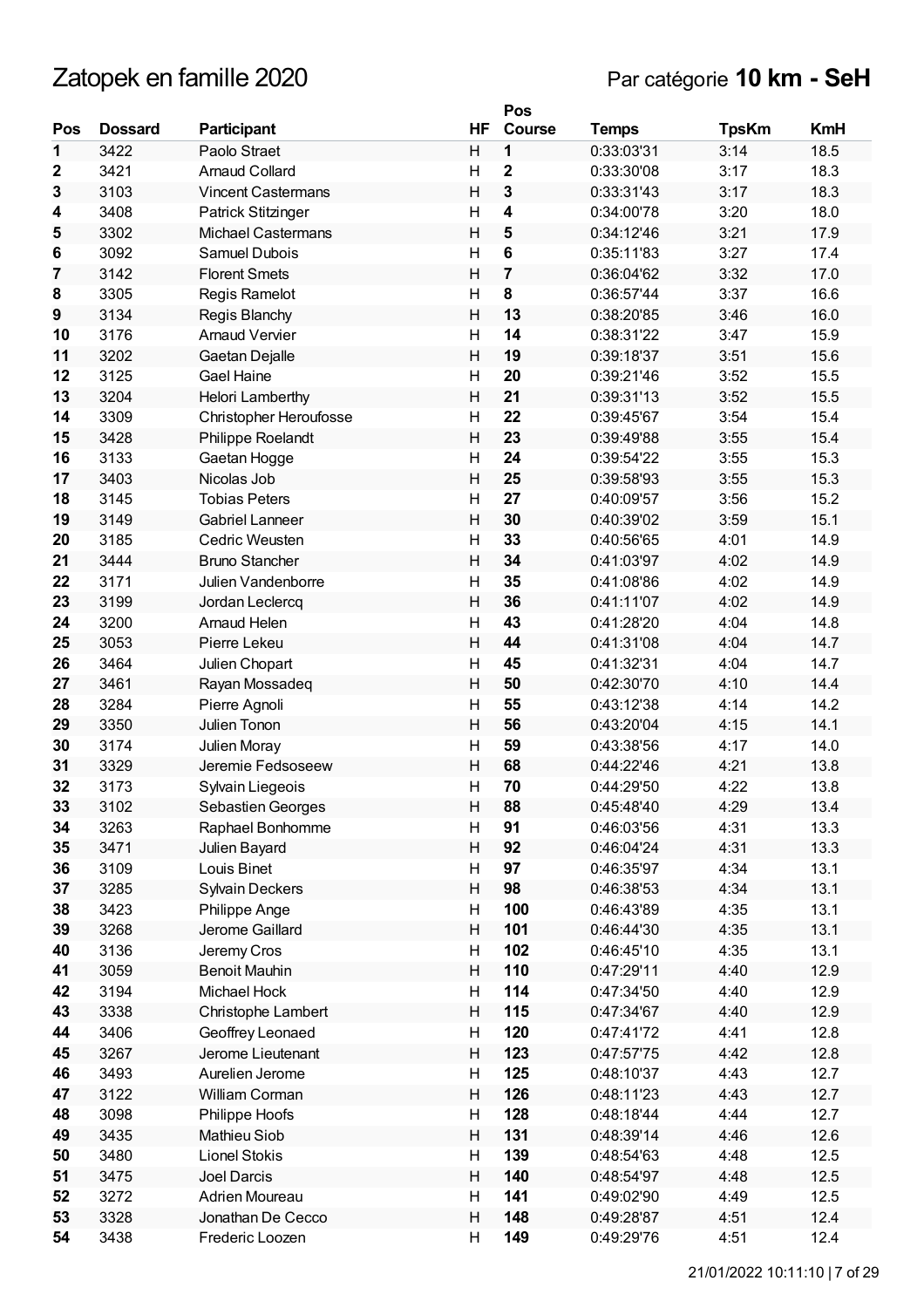# Zatopek en famille 2020

Par catégorie **10 km - SeH**

| Pos | Dossard | Participant | HF | Pos Course | Temps | TpsKm | KmH |
|---|---|---|---|---|---|---|---|
| **1** | 3422 | Paolo Straet | H | **1** | 0:33:03'31 | 3:14 | 18.5 |
| **2** | 3421 | Arnaud Collard | H | **2** | 0:33:30'08 | 3:17 | 18.3 |
| **3** | 3103 | Vincent Castermans | H | **3** | 0:33:31'43 | 3:17 | 18.3 |
| **4** | 3408 | Patrick Stitzinger | H | **4** | 0:34:00'78 | 3:20 | 18.0 |
| **5** | 3302 | Michael Castermans | H | **5** | 0:34:12'46 | 3:21 | 17.9 |
| **6** | 3092 | Samuel Dubois | H | **6** | 0:35:11'83 | 3:27 | 17.4 |
| **7** | 3142 | Florent Smets | H | **7** | 0:36:04'62 | 3:32 | 17.0 |
| **8** | 3305 | Regis Ramelot | H | **8** | 0:36:57'44 | 3:37 | 16.6 |
| **9** | 3134 | Regis Blanchy | H | **13** | 0:38:20'85 | 3:46 | 16.0 |
| **10** | 3176 | Arnaud Vervier | H | **14** | 0:38:31'22 | 3:47 | 15.9 |
| **11** | 3202 | Gaetan Dejalle | H | **19** | 0:39:18'37 | 3:51 | 15.6 |
| **12** | 3125 | Gael Haine | H | **20** | 0:39:21'46 | 3:52 | 15.5 |
| **13** | 3204 | Helori Lamberthy | H | **21** | 0:39:31'13 | 3:52 | 15.5 |
| **14** | 3309 | Christopher Heroufosse | H | **22** | 0:39:45'67 | 3:54 | 15.4 |
| **15** | 3428 | Philippe Roelandt | H | **23** | 0:39:49'88 | 3:55 | 15.4 |
| **16** | 3133 | Gaetan Hogge | H | **24** | 0:39:54'22 | 3:55 | 15.3 |
| **17** | 3403 | Nicolas Job | H | **25** | 0:39:58'93 | 3:55 | 15.3 |
| **18** | 3145 | Tobias Peters | H | **27** | 0:40:09'57 | 3:56 | 15.2 |
| **19** | 3149 | Gabriel Lanneer | H | **30** | 0:40:39'02 | 3:59 | 15.1 |
| **20** | 3185 | Cedric Weusten | H | **33** | 0:40:56'65 | 4:01 | 14.9 |
| **21** | 3444 | Bruno Stancher | H | **34** | 0:41:03'97 | 4:02 | 14.9 |
| **22** | 3171 | Julien Vandenborre | H | **35** | 0:41:08'86 | 4:02 | 14.9 |
| **23** | 3199 | Jordan Leclercq | H | **36** | 0:41:11'07 | 4:02 | 14.9 |
| **24** | 3200 | Arnaud Helen | H | **43** | 0:41:28'20 | 4:04 | 14.8 |
| **25** | 3053 | Pierre Lekeu | H | **44** | 0:41:31'08 | 4:04 | 14.7 |
| **26** | 3464 | Julien Chopart | H | **45** | 0:41:32'31 | 4:04 | 14.7 |
| **27** | 3461 | Rayan Mossadeq | H | **50** | 0:42:30'70 | 4:10 | 14.4 |
| **28** | 3284 | Pierre Agnoli | H | **55** | 0:43:12'38 | 4:14 | 14.2 |
| **29** | 3350 | Julien Tonon | H | **56** | 0:43:20'04 | 4:15 | 14.1 |
| **30** | 3174 | Julien Moray | H | **59** | 0:43:38'56 | 4:17 | 14.0 |
| **31** | 3329 | Jeremie Fedsoseew | H | **68** | 0:44:22'46 | 4:21 | 13.8 |
| **32** | 3173 | Sylvain Liegeois | H | **70** | 0:44:29'50 | 4:22 | 13.8 |
| **33** | 3102 | Sebastien Georges | H | **88** | 0:45:48'40 | 4:29 | 13.4 |
| **34** | 3263 | Raphael Bonhomme | H | **91** | 0:46:03'56 | 4:31 | 13.3 |
| **35** | 3471 | Julien Bayard | H | **92** | 0:46:04'24 | 4:31 | 13.3 |
| **36** | 3109 | Louis Binet | H | **97** | 0:46:35'97 | 4:34 | 13.1 |
| **37** | 3285 | Sylvain Deckers | H | **98** | 0:46:38'53 | 4:34 | 13.1 |
| **38** | 3423 | Philippe Ange | H | **100** | 0:46:43'89 | 4:35 | 13.1 |
| **39** | 3268 | Jerome Gaillard | H | **101** | 0:46:44'30 | 4:35 | 13.1 |
| **40** | 3136 | Jeremy Cros | H | **102** | 0:46:45'10 | 4:35 | 13.1 |
| **41** | 3059 | Benoit Mauhin | H | **110** | 0:47:29'11 | 4:40 | 12.9 |
| **42** | 3194 | Michael Hock | H | **114** | 0:47:34'50 | 4:40 | 12.9 |
| **43** | 3338 | Christophe Lambert | H | **115** | 0:47:34'67 | 4:40 | 12.9 |
| **44** | 3406 | Geoffrey Leonaed | H | **120** | 0:47:41'72 | 4:41 | 12.8 |
| **45** | 3267 | Jerome Lieutenant | H | **123** | 0:47:57'75 | 4:42 | 12.8 |
| **46** | 3493 | Aurelien Jerome | H | **125** | 0:48:10'37 | 4:43 | 12.7 |
| **47** | 3122 | William Corman | H | **126** | 0:48:11'23 | 4:43 | 12.7 |
| **48** | 3098 | Philippe Hoofs | H | **128** | 0:48:18'44 | 4:44 | 12.7 |
| **49** | 3435 | Mathieu Siob | H | **131** | 0:48:39'14 | 4:46 | 12.6 |
| **50** | 3480 | Lionel Stokis | H | **139** | 0:48:54'63 | 4:48 | 12.5 |
| **51** | 3475 | Joel Darcis | H | **140** | 0:48:54'97 | 4:48 | 12.5 |
| **52** | 3272 | Adrien Moureau | H | **141** | 0:49:02'90 | 4:49 | 12.5 |
| **53** | 3328 | Jonathan De Cecco | H | **148** | 0:49:28'87 | 4:51 | 12.4 |
| **54** | 3438 | Frederic Loozen | H | **149** | 0:49:29'76 | 4:51 | 12.4 |

21/01/2022 10:11:10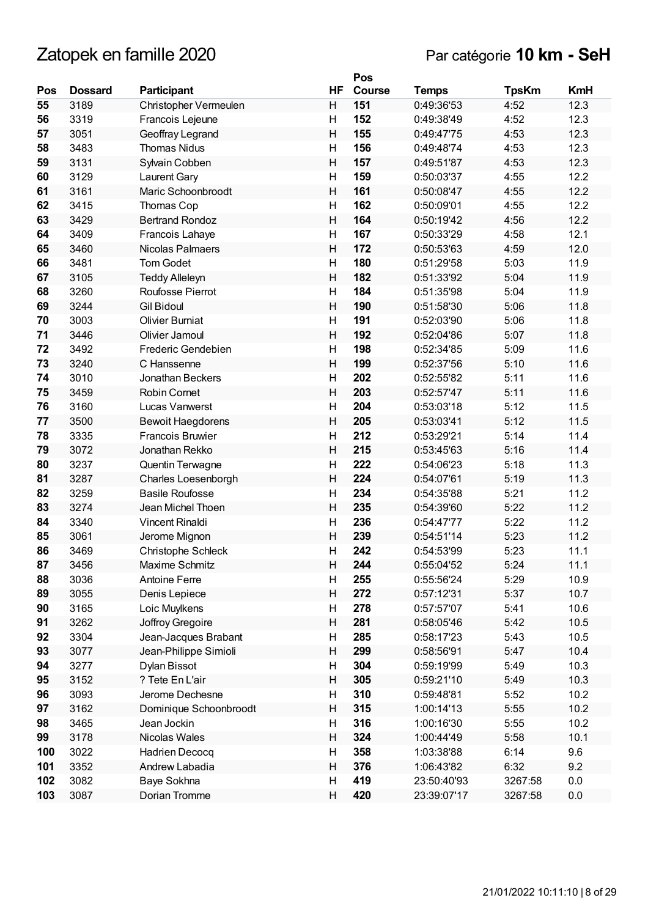# Zatopek en famille 2020

Par catégorie **10 km - SeH**

| Pos | Dossard | Participant | HF | Pos Course | Temps | TpsKm | KmH |
|---|---|---|---|---|---|---|---|
| 55 | 3189 | Christopher Vermeulen | H | 151 | 0:49:36'53 | 4:52 | 12.3 |
| 56 | 3319 | Francois Lejeune | H | 152 | 0:49:38'49 | 4:52 | 12.3 |
| 57 | 3051 | Geoffray Legrand | H | 155 | 0:49:47'75 | 4:53 | 12.3 |
| 58 | 3483 | Thomas Nidus | H | 156 | 0:49:48'74 | 4:53 | 12.3 |
| 59 | 3131 | Sylvain Cobben | H | 157 | 0:49:51'87 | 4:53 | 12.3 |
| 60 | 3129 | Laurent Gary | H | 159 | 0:50:03'37 | 4:55 | 12.2 |
| 61 | 3161 | Maric Schoonbroodt | H | 161 | 0:50:08'47 | 4:55 | 12.2 |
| 62 | 3415 | Thomas Cop | H | 162 | 0:50:09'01 | 4:55 | 12.2 |
| 63 | 3429 | Bertrand Rondoz | H | 164 | 0:50:19'42 | 4:56 | 12.2 |
| 64 | 3409 | Francois Lahaye | H | 167 | 0:50:33'29 | 4:58 | 12.1 |
| 65 | 3460 | Nicolas Palmaers | H | 172 | 0:50:53'63 | 4:59 | 12.0 |
| 66 | 3481 | Tom Godet | H | 180 | 0:51:29'58 | 5:03 | 11.9 |
| 67 | 3105 | Teddy Alleleyn | H | 182 | 0:51:33'92 | 5:04 | 11.9 |
| 68 | 3260 | Roufosse Pierrot | H | 184 | 0:51:35'98 | 5:04 | 11.9 |
| 69 | 3244 | Gil Bidoul | H | 190 | 0:51:58'30 | 5:06 | 11.8 |
| 70 | 3003 | Olivier Burniat | H | 191 | 0:52:03'90 | 5:06 | 11.8 |
| 71 | 3446 | Olivier Jamoul | H | 192 | 0:52:04'86 | 5:07 | 11.8 |
| 72 | 3492 | Frederic Gendebien | H | 198 | 0:52:34'85 | 5:09 | 11.6 |
| 73 | 3240 | C Hanssenne | H | 199 | 0:52:37'56 | 5:10 | 11.6 |
| 74 | 3010 | Jonathan Beckers | H | 202 | 0:52:55'82 | 5:11 | 11.6 |
| 75 | 3459 | Robin Cornet | H | 203 | 0:52:57'47 | 5:11 | 11.6 |
| 76 | 3160 | Lucas Vanwerst | H | 204 | 0:53:03'18 | 5:12 | 11.5 |
| 77 | 3500 | Bewoit Haegdorens | H | 205 | 0:53:03'41 | 5:12 | 11.5 |
| 78 | 3335 | Francois Bruwier | H | 212 | 0:53:29'21 | 5:14 | 11.4 |
| 79 | 3072 | Jonathan Rekko | H | 215 | 0:53:45'63 | 5:16 | 11.4 |
| 80 | 3237 | Quentin Terwagne | H | 222 | 0:54:06'23 | 5:18 | 11.3 |
| 81 | 3287 | Charles Loesenborgh | H | 224 | 0:54:07'61 | 5:19 | 11.3 |
| 82 | 3259 | Basile Roufosse | H | 234 | 0:54:35'88 | 5:21 | 11.2 |
| 83 | 3274 | Jean Michel Thoen | H | 235 | 0:54:39'60 | 5:22 | 11.2 |
| 84 | 3340 | Vincent Rinaldi | H | 236 | 0:54:47'77 | 5:22 | 11.2 |
| 85 | 3061 | Jerome Mignon | H | 239 | 0:54:51'14 | 5:23 | 11.2 |
| 86 | 3469 | Christophe Schleck | H | 242 | 0:54:53'99 | 5:23 | 11.1 |
| 87 | 3456 | Maxime Schmitz | H | 244 | 0:55:04'52 | 5:24 | 11.1 |
| 88 | 3036 | Antoine Ferre | H | 255 | 0:55:56'24 | 5:29 | 10.9 |
| 89 | 3055 | Denis Lepiece | H | 272 | 0:57:12'31 | 5:37 | 10.7 |
| 90 | 3165 | Loic Muylkens | H | 278 | 0:57:57'07 | 5:41 | 10.6 |
| 91 | 3262 | Joffroy Gregoire | H | 281 | 0:58:05'46 | 5:42 | 10.5 |
| 92 | 3304 | Jean-Jacques Brabant | H | 285 | 0:58:17'23 | 5:43 | 10.5 |
| 93 | 3077 | Jean-Philippe Simioli | H | 299 | 0:58:56'91 | 5:47 | 10.4 |
| 94 | 3277 | Dylan Bissot | H | 304 | 0:59:19'99 | 5:49 | 10.3 |
| 95 | 3152 | ? Tete En L'air | H | 305 | 0:59:21'10 | 5:49 | 10.3 |
| 96 | 3093 | Jerome Dechesne | H | 310 | 0:59:48'81 | 5:52 | 10.2 |
| 97 | 3162 | Dominique Schoonbroodt | H | 315 | 1:00:14'13 | 5:55 | 10.2 |
| 98 | 3465 | Jean Jockin | H | 316 | 1:00:16'30 | 5:55 | 10.2 |
| 99 | 3178 | Nicolas Wales | H | 324 | 1:00:44'49 | 5:58 | 10.1 |
| 100 | 3022 | Hadrien Decocq | H | 358 | 1:03:38'88 | 6:14 | 9.6 |
| 101 | 3352 | Andrew Labadia | H | 376 | 1:06:43'82 | 6:32 | 9.2 |
| 102 | 3082 | Baye Sokhna | H | 419 | 23:50:40'93 | 3267:58 | 0.0 |
| 103 | 3087 | Dorian Tromme | H | 420 | 23:39:07'17 | 3267:58 | 0.0 |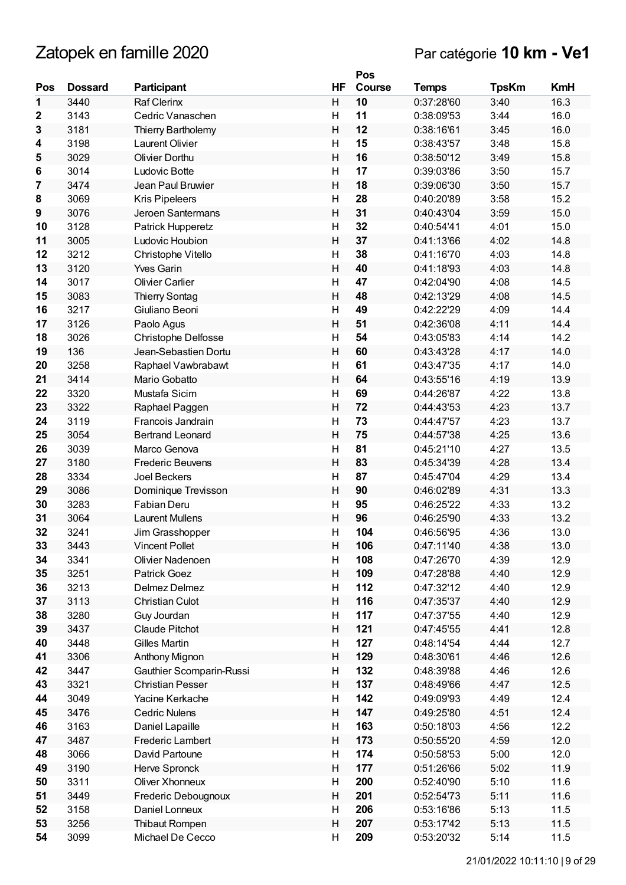# Zatopek en famille 2020

Par catégorie **10 km - Ve1**

| Pos | Dossard | Participant | HF | Pos Course | Temps | TpsKm | KmH |
|---|---|---|---|---|---|---|---|
| 1 | 3440 | Raf Clerinx | H | 10 | 0:37:28'60 | 3:40 | 16.3 |
| 2 | 3143 | Cedric Vanaschen | H | 11 | 0:38:09'53 | 3:44 | 16.0 |
| 3 | 3181 | Thierry Bartholemy | H | 12 | 0:38:16'61 | 3:45 | 16.0 |
| 4 | 3198 | Laurent Olivier | H | 15 | 0:38:43'57 | 3:48 | 15.8 |
| 5 | 3029 | Olivier Dorthu | H | 16 | 0:38:50'12 | 3:49 | 15.8 |
| 6 | 3014 | Ludovic Botte | H | 17 | 0:39:03'86 | 3:50 | 15.7 |
| 7 | 3474 | Jean Paul Bruwier | H | 18 | 0:39:06'30 | 3:50 | 15.7 |
| 8 | 3069 | Kris Pipeleers | H | 28 | 0:40:20'89 | 3:58 | 15.2 |
| 9 | 3076 | Jeroen Santermans | H | 31 | 0:40:43'04 | 3:59 | 15.0 |
| 10 | 3128 | Patrick Hupperetz | H | 32 | 0:40:54'41 | 4:01 | 15.0 |
| 11 | 3005 | Ludovic Houbion | H | 37 | 0:41:13'66 | 4:02 | 14.8 |
| 12 | 3212 | Christophe Vitello | H | 38 | 0:41:16'70 | 4:03 | 14.8 |
| 13 | 3120 | Yves Garin | H | 40 | 0:41:18'93 | 4:03 | 14.8 |
| 14 | 3017 | Olivier Carlier | H | 47 | 0:42:04'90 | 4:08 | 14.5 |
| 15 | 3083 | Thierry Sontag | H | 48 | 0:42:13'29 | 4:08 | 14.5 |
| 16 | 3217 | Giuliano Beoni | H | 49 | 0:42:22'29 | 4:09 | 14.4 |
| 17 | 3126 | Paolo Agus | H | 51 | 0:42:36'08 | 4:11 | 14.4 |
| 18 | 3026 | Christophe Delfosse | H | 54 | 0:43:05'83 | 4:14 | 14.2 |
| 19 | 136 | Jean-Sebastien Dortu | H | 60 | 0:43:43'28 | 4:17 | 14.0 |
| 20 | 3258 | Raphael Vawbrabawt | H | 61 | 0:43:47'35 | 4:17 | 14.0 |
| 21 | 3414 | Mario Gobatto | H | 64 | 0:43:55'16 | 4:19 | 13.9 |
| 22 | 3320 | Mustafa Sicim | H | 69 | 0:44:26'87 | 4:22 | 13.8 |
| 23 | 3322 | Raphael Paggen | H | 72 | 0:44:43'53 | 4:23 | 13.7 |
| 24 | 3119 | Francois Jandrain | H | 73 | 0:44:47'57 | 4:23 | 13.7 |
| 25 | 3054 | Bertrand Leonard | H | 75 | 0:44:57'38 | 4:25 | 13.6 |
| 26 | 3039 | Marco Genova | H | 81 | 0:45:21'10 | 4:27 | 13.5 |
| 27 | 3180 | Frederic Beuvens | H | 83 | 0:45:34'39 | 4:28 | 13.4 |
| 28 | 3334 | Joel Beckers | H | 87 | 0:45:47'04 | 4:29 | 13.4 |
| 29 | 3086 | Dominique Trevisson | H | 90 | 0:46:02'89 | 4:31 | 13.3 |
| 30 | 3283 | Fabian Deru | H | 95 | 0:46:25'22 | 4:33 | 13.2 |
| 31 | 3064 | Laurent Mullens | H | 96 | 0:46:25'90 | 4:33 | 13.2 |
| 32 | 3241 | Jim Grasshopper | H | 104 | 0:46:56'95 | 4:36 | 13.0 |
| 33 | 3443 | Vincent Pollet | H | 106 | 0:47:11'40 | 4:38 | 13.0 |
| 34 | 3341 | Olivier Nadenoen | H | 108 | 0:47:26'70 | 4:39 | 12.9 |
| 35 | 3251 | Patrick Goez | H | 109 | 0:47:28'88 | 4:40 | 12.9 |
| 36 | 3213 | Delmez Delmez | H | 112 | 0:47:32'12 | 4:40 | 12.9 |
| 37 | 3113 | Christian Culot | H | 116 | 0:47:35'37 | 4:40 | 12.9 |
| 38 | 3280 | Guy Jourdan | H | 117 | 0:47:37'55 | 4:40 | 12.9 |
| 39 | 3437 | Claude Pitchot | H | 121 | 0:47:45'55 | 4:41 | 12.8 |
| 40 | 3448 | Gilles Martin | H | 127 | 0:48:14'54 | 4:44 | 12.7 |
| 41 | 3306 | Anthony Mignon | H | 129 | 0:48:30'61 | 4:46 | 12.6 |
| 42 | 3447 | Gauthier Scomparin-Russi | H | 132 | 0:48:39'88 | 4:46 | 12.6 |
| 43 | 3321 | Christian Pesser | H | 137 | 0:48:49'66 | 4:47 | 12.5 |
| 44 | 3049 | Yacine Kerkache | H | 142 | 0:49:09'93 | 4:49 | 12.4 |
| 45 | 3476 | Cedric Nulens | H | 147 | 0:49:25'80 | 4:51 | 12.4 |
| 46 | 3163 | Daniel Lapaille | H | 163 | 0:50:18'03 | 4:56 | 12.2 |
| 47 | 3487 | Frederic Lambert | H | 173 | 0:50:55'20 | 4:59 | 12.0 |
| 48 | 3066 | David Partoune | H | 174 | 0:50:58'53 | 5:00 | 12.0 |
| 49 | 3190 | Herve Spronck | H | 177 | 0:51:26'66 | 5:02 | 11.9 |
| 50 | 3311 | Oliver Xhonneux | H | 200 | 0:52:40'90 | 5:10 | 11.6 |
| 51 | 3449 | Frederic Debougnoux | H | 201 | 0:52:54'73 | 5:11 | 11.6 |
| 52 | 3158 | Daniel Lonneux | H | 206 | 0:53:16'86 | 5:13 | 11.5 |
| 53 | 3256 | Thibaut Rompen | H | 207 | 0:53:17'42 | 5:13 | 11.5 |
| 54 | 3099 | Michael De Cecco | H | 209 | 0:53:20'32 | 5:14 | 11.5 |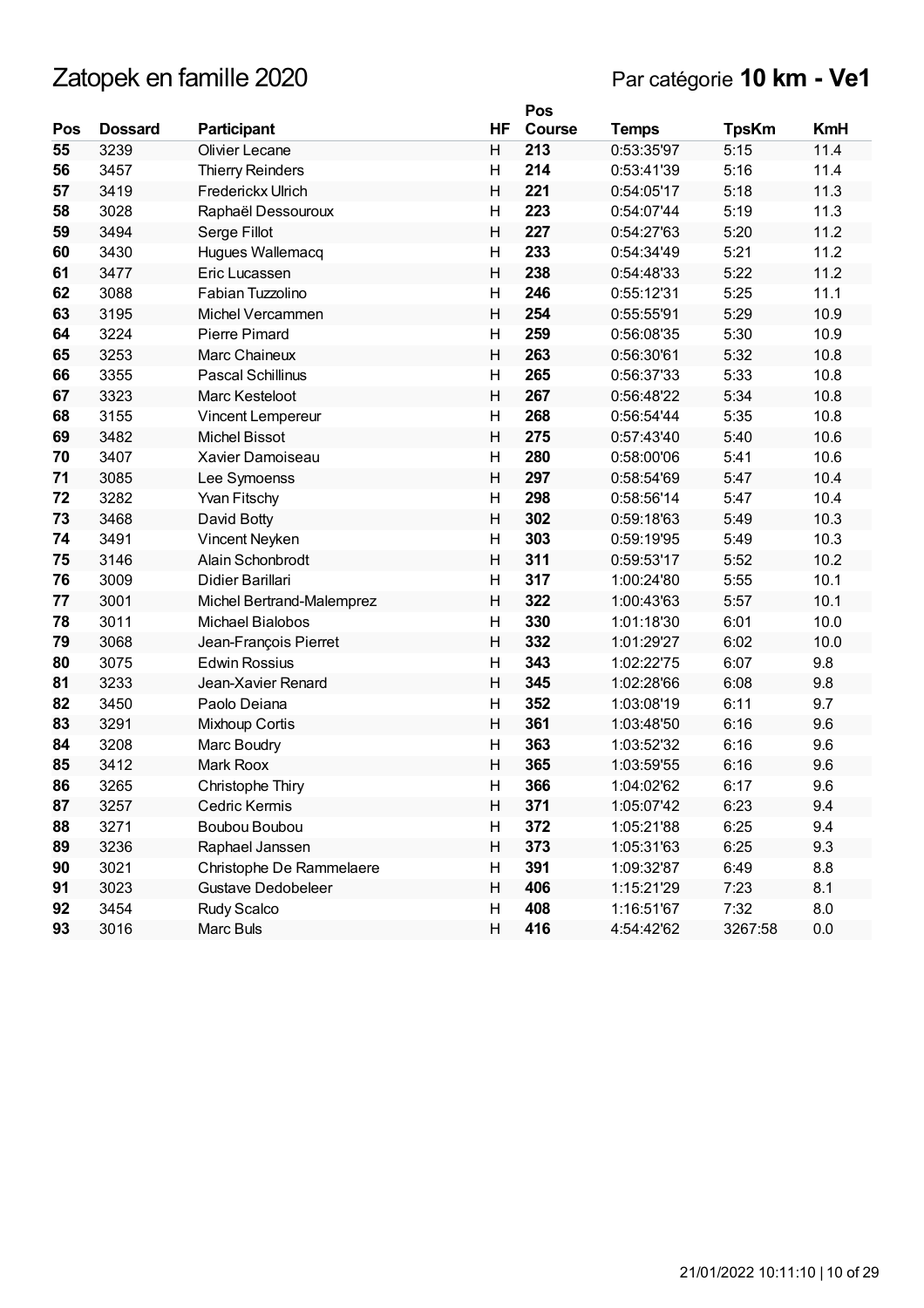# Zatopek en famille 2020

Par catégorie **10 km - Ve1**

| Pos | Dossard | Participant | HF | Pos Course | Temps | TpsKm | KmH |
|---|---|---|---|---|---|---|---|
| **55** | 3239 | Olivier Lecane | H | **213** | 0:53:35'97 | 5:15 | 11.4 |
| **56** | 3457 | Thierry Reinders | H | **214** | 0:53:41'39 | 5:16 | 11.4 |
| **57** | 3419 | Frederickx Ulrich | H | **221** | 0:54:05'17 | 5:18 | 11.3 |
| **58** | 3028 | Raphaël Dessouroux | H | **223** | 0:54:07'44 | 5:19 | 11.3 |
| **59** | 3494 | Serge Fillot | H | **227** | 0:54:27'63 | 5:20 | 11.2 |
| **60** | 3430 | Hugues Wallemacq | H | **233** | 0:54:34'49 | 5:21 | 11.2 |
| **61** | 3477 | Eric Lucassen | H | **238** | 0:54:48'33 | 5:22 | 11.2 |
| **62** | 3088 | Fabian Tuzzolino | H | **246** | 0:55:12'31 | 5:25 | 11.1 |
| **63** | 3195 | Michel Vercammen | H | **254** | 0:55:55'91 | 5:29 | 10.9 |
| **64** | 3224 | Pierre Pimard | H | **259** | 0:56:08'35 | 5:30 | 10.9 |
| **65** | 3253 | Marc Chaineux | H | **263** | 0:56:30'61 | 5:32 | 10.8 |
| **66** | 3355 | Pascal Schillinus | H | **265** | 0:56:37'33 | 5:33 | 10.8 |
| **67** | 3323 | Marc Kesteloot | H | **267** | 0:56:48'22 | 5:34 | 10.8 |
| **68** | 3155 | Vincent Lempereur | H | **268** | 0:56:54'44 | 5:35 | 10.8 |
| **69** | 3482 | Michel Bissot | H | **275** | 0:57:43'40 | 5:40 | 10.6 |
| **70** | 3407 | Xavier Damoiseau | H | **280** | 0:58:00'06 | 5:41 | 10.6 |
| **71** | 3085 | Lee Symoenss | H | **297** | 0:58:54'69 | 5:47 | 10.4 |
| **72** | 3282 | Yvan Fitschy | H | **298** | 0:58:56'14 | 5:47 | 10.4 |
| **73** | 3468 | David Botty | H | **302** | 0:59:18'63 | 5:49 | 10.3 |
| **74** | 3491 | Vincent Neyken | H | **303** | 0:59:19'95 | 5:49 | 10.3 |
| **75** | 3146 | Alain Schonbrodt | H | **311** | 0:59:53'17 | 5:52 | 10.2 |
| **76** | 3009 | Didier Barillari | H | **317** | 1:00:24'80 | 5:55 | 10.1 |
| **77** | 3001 | Michel Bertrand-Malemprez | H | **322** | 1:00:43'63 | 5:57 | 10.1 |
| **78** | 3011 | Michael Bialobos | H | **330** | 1:01:18'30 | 6:01 | 10.0 |
| **79** | 3068 | Jean-François Pierret | H | **332** | 1:01:29'27 | 6:02 | 10.0 |
| **80** | 3075 | Edwin Rossius | H | **343** | 1:02:22'75 | 6:07 | 9.8 |
| **81** | 3233 | Jean-Xavier Renard | H | **345** | 1:02:28'66 | 6:08 | 9.8 |
| **82** | 3450 | Paolo Deiana | H | **352** | 1:03:08'19 | 6:11 | 9.7 |
| **83** | 3291 | Mixhoup Cortis | H | **361** | 1:03:48'50 | 6:16 | 9.6 |
| **84** | 3208 | Marc Boudry | H | **363** | 1:03:52'32 | 6:16 | 9.6 |
| **85** | 3412 | Mark Roox | H | **365** | 1:03:59'55 | 6:16 | 9.6 |
| **86** | 3265 | Christophe Thiry | H | **366** | 1:04:02'62 | 6:17 | 9.6 |
| **87** | 3257 | Cedric Kermis | H | **371** | 1:05:07'42 | 6:23 | 9.4 |
| **88** | 3271 | Boubou Boubou | H | **372** | 1:05:21'88 | 6:25 | 9.4 |
| **89** | 3236 | Raphael Janssen | H | **373** | 1:05:31'63 | 6:25 | 9.3 |
| **90** | 3021 | Christophe De Rammelaere | H | **391** | 1:09:32'87 | 6:49 | 8.8 |
| **91** | 3023 | Gustave Dedobeleer | H | **406** | 1:15:21'29 | 7:23 | 8.1 |
| **92** | 3454 | Rudy Scalco | H | **408** | 1:16:51'67 | 7:32 | 8.0 |
| **93** | 3016 | Marc Buls | H | **416** | 4:54:42'62 | 3267:58 | 0.0 |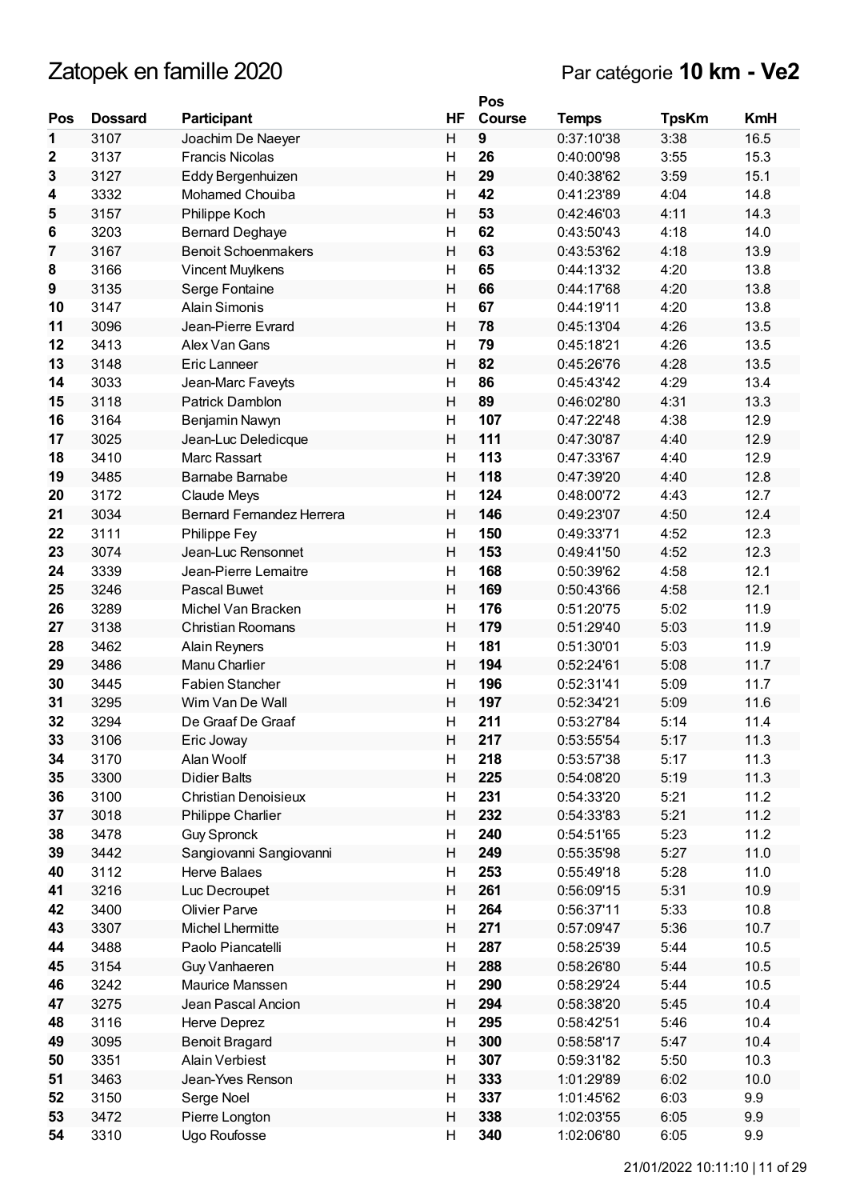# Zatopek en famille 2020

Par catégorie **10 km - Ve2**

| Pos | Dossard | Participant | HF | Pos Course | Temps | TpsKm | KmH |
|---|---|---|---|---|---|---|---|
| **1** | 3107 | Joachim De Naeyer | H | **9** | 0:37:10'38 | 3:38 | 16.5 |
| **2** | 3137 | Francis Nicolas | H | **26** | 0:40:00'98 | 3:55 | 15.3 |
| **3** | 3127 | Eddy Bergenhuizen | H | **29** | 0:40:38'62 | 3:59 | 15.1 |
| **4** | 3332 | Mohamed Chouiba | H | **42** | 0:41:23'89 | 4:04 | 14.8 |
| **5** | 3157 | Philippe Koch | H | **53** | 0:42:46'03 | 4:11 | 14.3 |
| **6** | 3203 | Bernard Deghaye | H | **62** | 0:43:50'43 | 4:18 | 14.0 |
| **7** | 3167 | Benoit Schoenmakers | H | **63** | 0:43:53'62 | 4:18 | 13.9 |
| **8** | 3166 | Vincent Muylkens | H | **65** | 0:44:13'32 | 4:20 | 13.8 |
| **9** | 3135 | Serge Fontaine | H | **66** | 0:44:17'68 | 4:20 | 13.8 |
| **10** | 3147 | Alain Simonis | H | **67** | 0:44:19'11 | 4:20 | 13.8 |
| **11** | 3096 | Jean-Pierre Evrard | H | **78** | 0:45:13'04 | 4:26 | 13.5 |
| **12** | 3413 | Alex Van Gans | H | **79** | 0:45:18'21 | 4:26 | 13.5 |
| **13** | 3148 | Eric Lanneer | H | **82** | 0:45:26'76 | 4:28 | 13.5 |
| **14** | 3033 | Jean-Marc Faveyts | H | **86** | 0:45:43'42 | 4:29 | 13.4 |
| **15** | 3118 | Patrick Damblon | H | **89** | 0:46:02'80 | 4:31 | 13.3 |
| **16** | 3164 | Benjamin Nawyn | H | **107** | 0:47:22'48 | 4:38 | 12.9 |
| **17** | 3025 | Jean-Luc Deledicque | H | **111** | 0:47:30'87 | 4:40 | 12.9 |
| **18** | 3410 | Marc Rassart | H | **113** | 0:47:33'67 | 4:40 | 12.9 |
| **19** | 3485 | Barnabe Barnabe | H | **118** | 0:47:39'20 | 4:40 | 12.8 |
| **20** | 3172 | Claude Meys | H | **124** | 0:48:00'72 | 4:43 | 12.7 |
| **21** | 3034 | Bernard Fernandez Herrera | H | **146** | 0:49:23'07 | 4:50 | 12.4 |
| **22** | 3111 | Philippe Fey | H | **150** | 0:49:33'71 | 4:52 | 12.3 |
| **23** | 3074 | Jean-Luc Rensonnet | H | **153** | 0:49:41'50 | 4:52 | 12.3 |
| **24** | 3339 | Jean-Pierre Lemaitre | H | **168** | 0:50:39'62 | 4:58 | 12.1 |
| **25** | 3246 | Pascal Buwet | H | **169** | 0:50:43'66 | 4:58 | 12.1 |
| **26** | 3289 | Michel Van Bracken | H | **176** | 0:51:20'75 | 5:02 | 11.9 |
| **27** | 3138 | Christian Roomans | H | **179** | 0:51:29'40 | 5:03 | 11.9 |
| **28** | 3462 | Alain Reyners | H | **181** | 0:51:30'01 | 5:03 | 11.9 |
| **29** | 3486 | Manu Charlier | H | **194** | 0:52:24'61 | 5:08 | 11.7 |
| **30** | 3445 | Fabien Stancher | H | **196** | 0:52:31'41 | 5:09 | 11.7 |
| **31** | 3295 | Wim Van De Wall | H | **197** | 0:52:34'21 | 5:09 | 11.6 |
| **32** | 3294 | De Graaf De Graaf | H | **211** | 0:53:27'84 | 5:14 | 11.4 |
| **33** | 3106 | Eric Joway | H | **217** | 0:53:55'54 | 5:17 | 11.3 |
| **34** | 3170 | Alan Woolf | H | **218** | 0:53:57'38 | 5:17 | 11.3 |
| **35** | 3300 | Didier Balts | H | **225** | 0:54:08'20 | 5:19 | 11.3 |
| **36** | 3100 | Christian Denoisieux | H | **231** | 0:54:33'20 | 5:21 | 11.2 |
| **37** | 3018 | Philippe Charlier | H | **232** | 0:54:33'83 | 5:21 | 11.2 |
| **38** | 3478 | Guy Spronck | H | **240** | 0:54:51'65 | 5:23 | 11.2 |
| **39** | 3442 | Sangiovanni Sangiovanni | H | **249** | 0:55:35'98 | 5:27 | 11.0 |
| **40** | 3112 | Herve Balaes | H | **253** | 0:55:49'18 | 5:28 | 11.0 |
| **41** | 3216 | Luc Decroupet | H | **261** | 0:56:09'15 | 5:31 | 10.9 |
| **42** | 3400 | Olivier Parve | H | **264** | 0:56:37'11 | 5:33 | 10.8 |
| **43** | 3307 | Michel Lhermitte | H | **271** | 0:57:09'47 | 5:36 | 10.7 |
| **44** | 3488 | Paolo Piancatelli | H | **287** | 0:58:25'39 | 5:44 | 10.5 |
| **45** | 3154 | Guy Vanhaeren | H | **288** | 0:58:26'80 | 5:44 | 10.5 |
| **46** | 3242 | Maurice Manssen | H | **290** | 0:58:29'24 | 5:44 | 10.5 |
| **47** | 3275 | Jean Pascal Ancion | H | **294** | 0:58:38'20 | 5:45 | 10.4 |
| **48** | 3116 | Herve Deprez | H | **295** | 0:58:42'51 | 5:46 | 10.4 |
| **49** | 3095 | Benoit Bragard | H | **300** | 0:58:58'17 | 5:47 | 10.4 |
| **50** | 3351 | Alain Verbiest | H | **307** | 0:59:31'82 | 5:50 | 10.3 |
| **51** | 3463 | Jean-Yves Renson | H | **333** | 1:01:29'89 | 6:02 | 10.0 |
| **52** | 3150 | Serge Noel | H | **337** | 1:01:45'62 | 6:03 | 9.9 |
| **53** | 3472 | Pierre Longton | H | **338** | 1:02:03'55 | 6:05 | 9.9 |
| **54** | 3310 | Ugo Roufosse | H | **340** | 1:02:06'80 | 6:05 | 9.9 |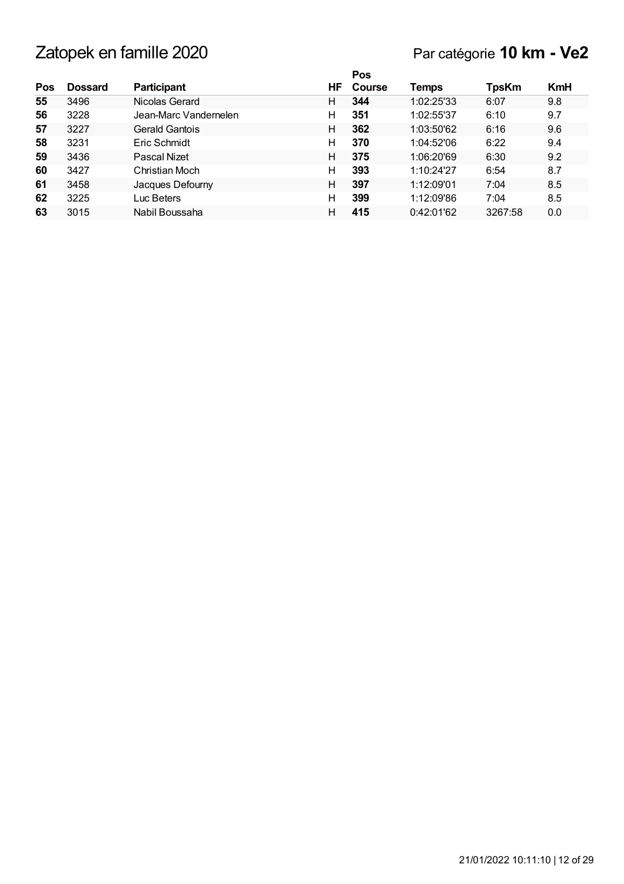# Zatopek en famille 2020

Par catégorie **10 km - Ve2**

| Pos | Dossard | Participant | HF | Pos Course | Temps | TpsKm | KmH |
|---|---|---|---|---|---|---|---|
| **55** | 3496 | Nicolas Gerard | H | **344** | 1:02:25'33 | 6:07 | 9.8 |
| **56** | 3228 | Jean-Marc Vandernelen | H | **351** | 1:02:55'37 | 6:10 | 9.7 |
| **57** | 3227 | Gerald Gantois | H | **362** | 1:03:50'62 | 6:16 | 9.6 |
| **58** | 3231 | Eric Schmidt | H | **370** | 1:04:52'06 | 6:22 | 9.4 |
| **59** | 3436 | Pascal Nizet | H | **375** | 1:06:20'69 | 6:30 | 9.2 |
| **60** | 3427 | Christian Moch | H | **393** | 1:10:24'27 | 6:54 | 8.7 |
| **61** | 3458 | Jacques Defourny | H | **397** | 1:12:09'01 | 7:04 | 8.5 |
| **62** | 3225 | Luc Beters | H | **399** | 1:12:09'86 | 7:04 | 8.5 |
| **63** | 3015 | Nabil Boussaha | H | **415** | 0:42:01'62 | 3267:58 | 0.0 |

21/01/2022 10:11:10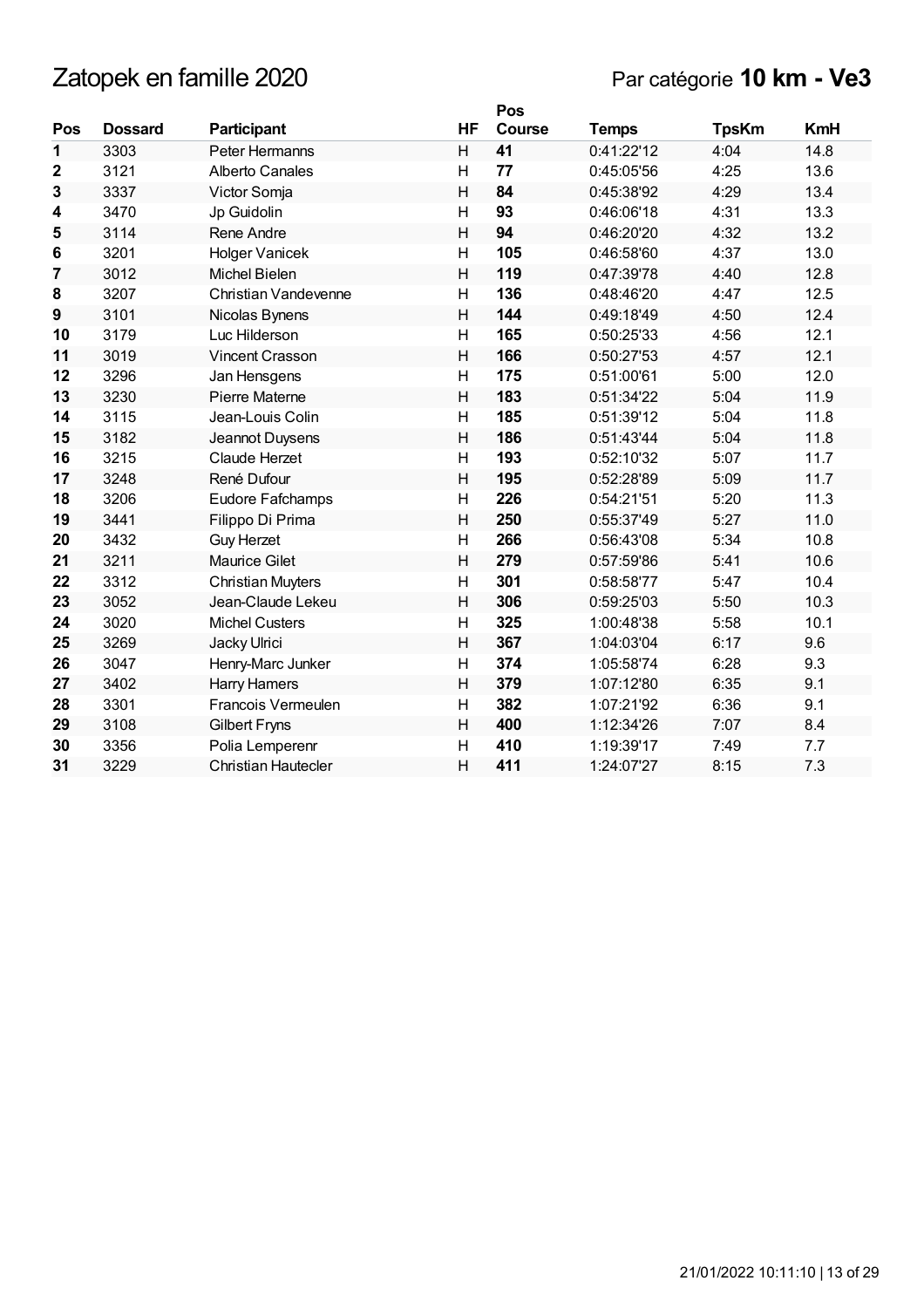# Zatopek en famille 2020

Par catégorie **10 km - Ve3**

| Pos | Dossard | Participant | HF | Pos Course | Temps | TpsKm | KmH |
|---|---|---|---|---|---|---|---|
| **1** | 3303 | Peter Hermanns | H | **41** | 0:41:22'12 | 4:04 | 14.8 |
| **2** | 3121 | Alberto Canales | H | **77** | 0:45:05'56 | 4:25 | 13.6 |
| **3** | 3337 | Victor Somja | H | **84** | 0:45:38'92 | 4:29 | 13.4 |
| **4** | 3470 | Jp Guidolin | H | **93** | 0:46:06'18 | 4:31 | 13.3 |
| **5** | 3114 | Rene Andre | H | **94** | 0:46:20'20 | 4:32 | 13.2 |
| **6** | 3201 | Holger Vanicek | H | **105** | 0:46:58'60 | 4:37 | 13.0 |
| **7** | 3012 | Michel Bielen | H | **119** | 0:47:39'78 | 4:40 | 12.8 |
| **8** | 3207 | Christian Vandevenne | H | **136** | 0:48:46'20 | 4:47 | 12.5 |
| **9** | 3101 | Nicolas Bynens | H | **144** | 0:49:18'49 | 4:50 | 12.4 |
| **10** | 3179 | Luc Hilderson | H | **165** | 0:50:25'33 | 4:56 | 12.1 |
| **11** | 3019 | Vincent Crasson | H | **166** | 0:50:27'53 | 4:57 | 12.1 |
| **12** | 3296 | Jan Hensgens | H | **175** | 0:51:00'61 | 5:00 | 12.0 |
| **13** | 3230 | Pierre Materne | H | **183** | 0:51:34'22 | 5:04 | 11.9 |
| **14** | 3115 | Jean-Louis Colin | H | **185** | 0:51:39'12 | 5:04 | 11.8 |
| **15** | 3182 | Jeannot Duysens | H | **186** | 0:51:43'44 | 5:04 | 11.8 |
| **16** | 3215 | Claude Herzet | H | **193** | 0:52:10'32 | 5:07 | 11.7 |
| **17** | 3248 | René Dufour | H | **195** | 0:52:28'89 | 5:09 | 11.7 |
| **18** | 3206 | Eudore Fafchamps | H | **226** | 0:54:21'51 | 5:20 | 11.3 |
| **19** | 3441 | Filippo Di Prima | H | **250** | 0:55:37'49 | 5:27 | 11.0 |
| **20** | 3432 | Guy Herzet | H | **266** | 0:56:43'08 | 5:34 | 10.8 |
| **21** | 3211 | Maurice Gilet | H | **279** | 0:57:59'86 | 5:41 | 10.6 |
| **22** | 3312 | Christian Muyters | H | **301** | 0:58:58'77 | 5:47 | 10.4 |
| **23** | 3052 | Jean-Claude Lekeu | H | **306** | 0:59:25'03 | 5:50 | 10.3 |
| **24** | 3020 | Michel Custers | H | **325** | 1:00:48'38 | 5:58 | 10.1 |
| **25** | 3269 | Jacky Ulrici | H | **367** | 1:04:03'04 | 6:17 | 9.6 |
| **26** | 3047 | Henry-Marc Junker | H | **374** | 1:05:58'74 | 6:28 | 9.3 |
| **27** | 3402 | Harry Hamers | H | **379** | 1:07:12'80 | 6:35 | 9.1 |
| **28** | 3301 | Francois Vermeulen | H | **382** | 1:07:21'92 | 6:36 | 9.1 |
| **29** | 3108 | Gilbert Fryns | H | **400** | 1:12:34'26 | 7:07 | 8.4 |
| **30** | 3356 | Polia Lemperenr | H | **410** | 1:19:39'17 | 7:49 | 7.7 |
| **31** | 3229 | Christian Hautecler | H | **411** | 1:24:07'27 | 8:15 | 7.3 |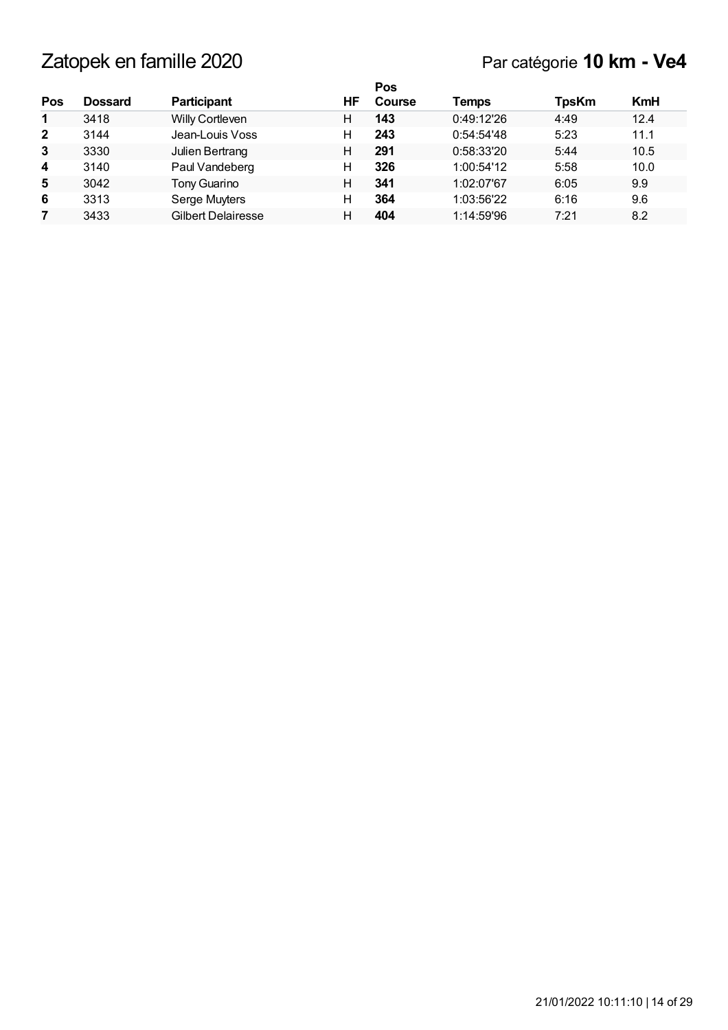# Zatopek en famille 2020

## Par catégorie **10 km - Ve4**

| Pos | Dossard | Participant | HF | Pos Course | Temps | TpsKm | KmH |
|---|---|---|---|---|---|---|---|
| **1** | 3418 | Willy Cortleven | H | **143** | 0:49:12'26 | 4:49 | 12.4 |
| **2** | 3144 | Jean-Louis Voss | H | **243** | 0:54:54'48 | 5:23 | 11.1 |
| **3** | 3330 | Julien Bertrang | H | **291** | 0:58:33'20 | 5:44 | 10.5 |
| **4** | 3140 | Paul Vandeberg | H | **326** | 1:00:54'12 | 5:58 | 10.0 |
| **5** | 3042 | Tony Guarino | H | **341** | 1:02:07'67 | 6:05 | 9.9 |
| **6** | 3313 | Serge Muyters | H | **364** | 1:03:56'22 | 6:16 | 9.6 |
| **7** | 3433 | Gilbert Delairesse | H | **404** | 1:14:59'96 | 7:21 | 8.2 |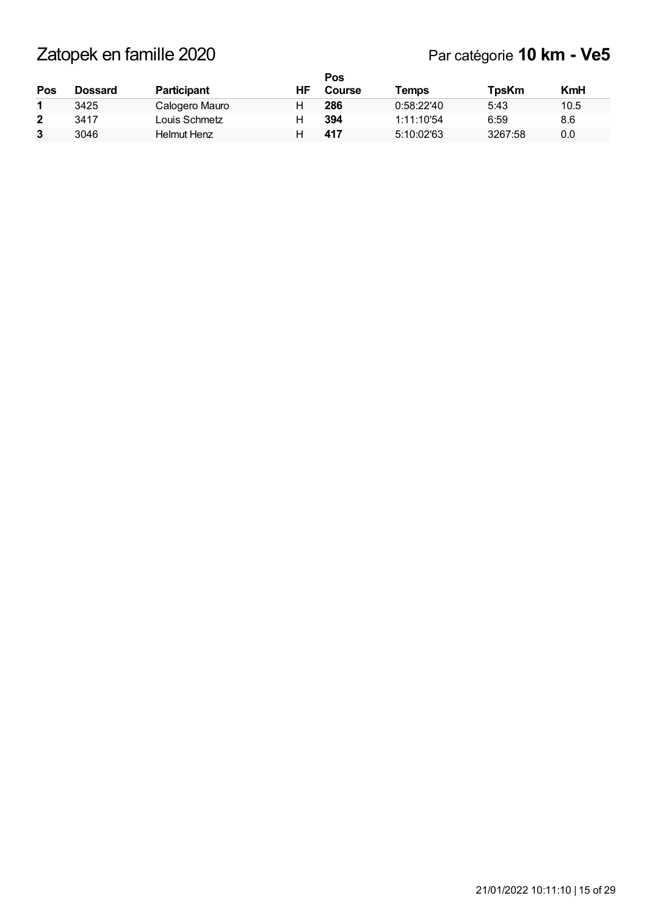# Zatopek en famille 2020

Par catégorie **10 km - Ve5**

| Pos | Dossard | Participant | HF | Pos Course | Temps | TpsKm | KmH |
|---|---|---|---|---|---|---|---|
| **1** | 3425 | Calogero Mauro | H | **286** | 0:58:22'40 | 5:43 | 10.5 |
| **2** | 3417 | Louis Schmetz | H | **394** | 1:11:10'54 | 6:59 | 8.6 |
| **3** | 3046 | Helmut Henz | H | **417** | 5:10:02'63 | 3267:58 | 0.0 |

21/01/2022 10:11:10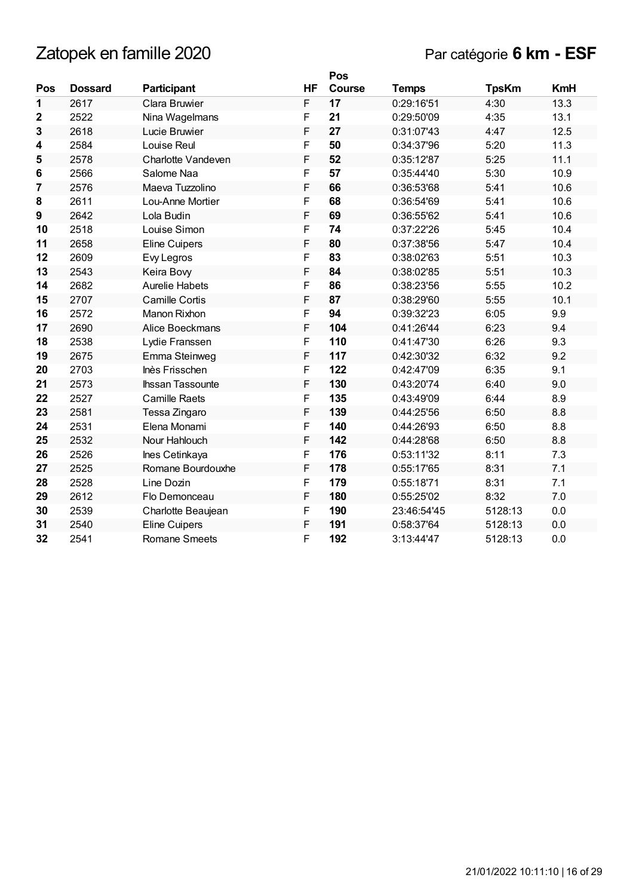# Zatopek en famille 2020

Par catégorie **6 km - ESF**

| Pos | Dossard | Participant | HF | Pos Course | Temps | TpsKm | KmH |
|---|---|---|---|---|---|---|---|
| **1** | 2617 | Clara Bruwier | F | **17** | 0:29:16'51 | 4:30 | 13.3 |
| **2** | 2522 | Nina Wagelmans | F | **21** | 0:29:50'09 | 4:35 | 13.1 |
| **3** | 2618 | Lucie Bruwier | F | **27** | 0:31:07'43 | 4:47 | 12.5 |
| **4** | 2584 | Louise Reul | F | **50** | 0:34:37'96 | 5:20 | 11.3 |
| **5** | 2578 | Charlotte Vandeven | F | **52** | 0:35:12'87 | 5:25 | 11.1 |
| **6** | 2566 | Salome Naa | F | **57** | 0:35:44'40 | 5:30 | 10.9 |
| **7** | 2576 | Maeva Tuzzolino | F | **66** | 0:36:53'68 | 5:41 | 10.6 |
| **8** | 2611 | Lou-Anne Mortier | F | **68** | 0:36:54'69 | 5:41 | 10.6 |
| **9** | 2642 | Lola Budin | F | **69** | 0:36:55'62 | 5:41 | 10.6 |
| **10** | 2518 | Louise Simon | F | **74** | 0:37:22'26 | 5:45 | 10.4 |
| **11** | 2658 | Eline Cuipers | F | **80** | 0:37:38'56 | 5:47 | 10.4 |
| **12** | 2609 | Evy Legros | F | **83** | 0:38:02'63 | 5:51 | 10.3 |
| **13** | 2543 | Keira Bovy | F | **84** | 0:38:02'85 | 5:51 | 10.3 |
| **14** | 2682 | Aurelie Habets | F | **86** | 0:38:23'56 | 5:55 | 10.2 |
| **15** | 2707 | Camille Cortis | F | **87** | 0:38:29'60 | 5:55 | 10.1 |
| **16** | 2572 | Manon Rixhon | F | **94** | 0:39:32'23 | 6:05 | 9.9 |
| **17** | 2690 | Alice Boeckmans | F | **104** | 0:41:26'44 | 6:23 | 9.4 |
| **18** | 2538 | Lydie Franssen | F | **110** | 0:41:47'30 | 6:26 | 9.3 |
| **19** | 2675 | Emma Steinweg | F | **117** | 0:42:30'32 | 6:32 | 9.2 |
| **20** | 2703 | Inès Frisschen | F | **122** | 0:42:47'09 | 6:35 | 9.1 |
| **21** | 2573 | Ihssan Tassounte | F | **130** | 0:43:20'74 | 6:40 | 9.0 |
| **22** | 2527 | Camille Raets | F | **135** | 0:43:49'09 | 6:44 | 8.9 |
| **23** | 2581 | Tessa Zingaro | F | **139** | 0:44:25'56 | 6:50 | 8.8 |
| **24** | 2531 | Elena Monami | F | **140** | 0:44:26'93 | 6:50 | 8.8 |
| **25** | 2532 | Nour Hahlouch | F | **142** | 0:44:28'68 | 6:50 | 8.8 |
| **26** | 2526 | Ines Cetinkaya | F | **176** | 0:53:11'32 | 8:11 | 7.3 |
| **27** | 2525 | Romane Bourdouxhe | F | **178** | 0:55:17'65 | 8:31 | 7.1 |
| **28** | 2528 | Line Dozin | F | **179** | 0:55:18'71 | 8:31 | 7.1 |
| **29** | 2612 | Flo Demonceau | F | **180** | 0:55:25'02 | 8:32 | 7.0 |
| **30** | 2539 | Charlotte Beaujean | F | **190** | 23:46:54'45 | 5128:13 | 0.0 |
| **31** | 2540 | Eline Cuipers | F | **191** | 0:58:37'64 | 5128:13 | 0.0 |
| **32** | 2541 | Romane Smeets | F | **192** | 3:13:44'47 | 5128:13 | 0.0 |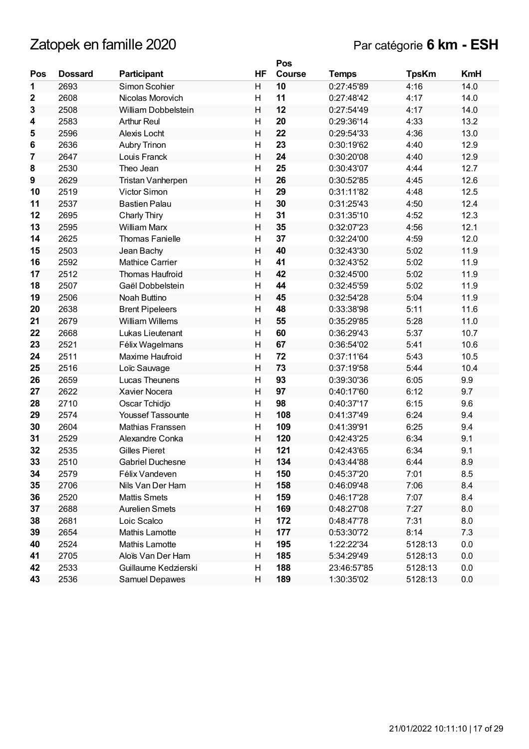# Zatopek en famille 2020

Par catégorie **6 km - ESH**

| Pos | Dossard | Participant | HF | Pos Course | Temps | TpsKm | KmH |
|---|---|---|---|---|---|---|---|
| **1** | 2693 | Simon Scohier | H | **10** | 0:27:45'89 | 4:16 | 14.0 |
| **2** | 2608 | Nicolas Morovich | H | **11** | 0:27:48'42 | 4:17 | 14.0 |
| **3** | 2508 | William Dobbelstein | H | **12** | 0:27:54'49 | 4:17 | 14.0 |
| **4** | 2583 | Arthur Reul | H | **20** | 0:29:36'14 | 4:33 | 13.2 |
| **5** | 2596 | Alexis Locht | H | **22** | 0:29:54'33 | 4:36 | 13.0 |
| **6** | 2636 | Aubry Trinon | H | **23** | 0:30:19'62 | 4:40 | 12.9 |
| **7** | 2647 | Louis Franck | H | **24** | 0:30:20'08 | 4:40 | 12.9 |
| **8** | 2530 | Theo Jean | H | **25** | 0:30:43'07 | 4:44 | 12.7 |
| **9** | 2629 | Tristan Vanherpen | H | **26** | 0:30:52'85 | 4:45 | 12.6 |
| **10** | 2519 | Victor Simon | H | **29** | 0:31:11'82 | 4:48 | 12.5 |
| **11** | 2537 | Bastien Palau | H | **30** | 0:31:25'43 | 4:50 | 12.4 |
| **12** | 2695 | Charly Thiry | H | **31** | 0:31:35'10 | 4:52 | 12.3 |
| **13** | 2595 | William Marx | H | **35** | 0:32:07'23 | 4:56 | 12.1 |
| **14** | 2625 | Thomas Fanielle | H | **37** | 0:32:24'00 | 4:59 | 12.0 |
| **15** | 2503 | Jean Bachy | H | **40** | 0:32:43'30 | 5:02 | 11.9 |
| **16** | 2592 | Mathice Carrier | H | **41** | 0:32:43'52 | 5:02 | 11.9 |
| **17** | 2512 | Thomas Haufroid | H | **42** | 0:32:45'00 | 5:02 | 11.9 |
| **18** | 2507 | Gaël Dobbelstein | H | **44** | 0:32:45'59 | 5:02 | 11.9 |
| **19** | 2506 | Noah Buttino | H | **45** | 0:32:54'28 | 5:04 | 11.9 |
| **20** | 2638 | Brent Pipeleers | H | **48** | 0:33:38'98 | 5:11 | 11.6 |
| **21** | 2679 | William Willems | H | **55** | 0:35:29'85 | 5:28 | 11.0 |
| **22** | 2668 | Lukas Lieutenant | H | **60** | 0:36:29'43 | 5:37 | 10.7 |
| **23** | 2521 | Félix Wagelmans | H | **67** | 0:36:54'02 | 5:41 | 10.6 |
| **24** | 2511 | Maxime Haufroid | H | **72** | 0:37:11'64 | 5:43 | 10.5 |
| **25** | 2516 | Loïc Sauvage | H | **73** | 0:37:19'58 | 5:44 | 10.4 |
| **26** | 2659 | Lucas Theunens | H | **93** | 0:39:30'36 | 6:05 | 9.9 |
| **27** | 2622 | Xavier Nocera | H | **97** | 0:40:17'60 | 6:12 | 9.7 |
| **28** | 2710 | Oscar Tchidjo | H | **98** | 0:40:37'17 | 6:15 | 9.6 |
| **29** | 2574 | Youssef Tassounte | H | **108** | 0:41:37'49 | 6:24 | 9.4 |
| **30** | 2604 | Mathias Franssen | H | **109** | 0:41:39'91 | 6:25 | 9.4 |
| **31** | 2529 | Alexandre Conka | H | **120** | 0:42:43'25 | 6:34 | 9.1 |
| **32** | 2535 | Gilles Pieret | H | **121** | 0:42:43'65 | 6:34 | 9.1 |
| **33** | 2510 | Gabriel Duchesne | H | **134** | 0:43:44'88 | 6:44 | 8.9 |
| **34** | 2579 | Félix Vandeven | H | **150** | 0:45:37'20 | 7:01 | 8.5 |
| **35** | 2706 | Nils Van Der Ham | H | **158** | 0:46:09'48 | 7:06 | 8.4 |
| **36** | 2520 | Mattis Smets | H | **159** | 0:46:17'28 | 7:07 | 8.4 |
| **37** | 2688 | Aurelien Smets | H | **169** | 0:48:27'08 | 7:27 | 8.0 |
| **38** | 2681 | Loic Scalco | H | **172** | 0:48:47'78 | 7:31 | 8.0 |
| **39** | 2654 | Mathis Lamotte | H | **177** | 0:53:30'72 | 8:14 | 7.3 |
| **40** | 2524 | Mathis Lamotte | H | **195** | 1:22:22'34 | 5128:13 | 0.0 |
| **41** | 2705 | Aloïs Van Der Ham | H | **185** | 5:34:29'49 | 5128:13 | 0.0 |
| **42** | 2533 | Guillaume Kedzierski | H | **188** | 23:46:57'85 | 5128:13 | 0.0 |
| **43** | 2536 | Samuel Depawes | H | **189** | 1:30:35'02 | 5128:13 | 0.0 |

21/01/2022 10:11:10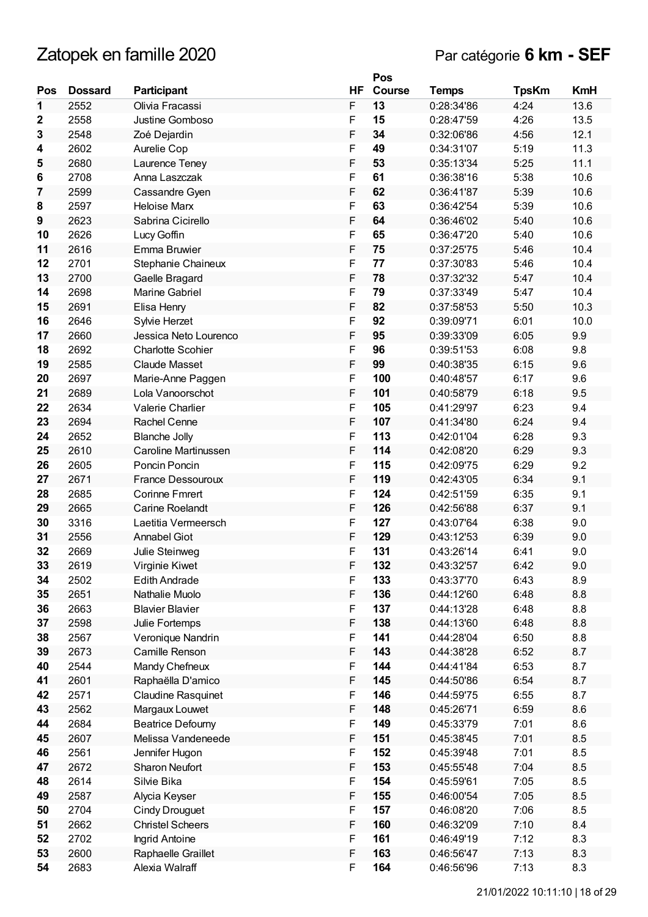# Zatopek en famille 2020

Par catégorie **6 km - SEF**

| Pos | Dossard | Participant | HF | Pos Course | Temps | TpsKm | KmH |
|---|---|---|---|---|---|---|---|
| **1** | 2552 | Olivia Fracassi | F | **13** | 0:28:34'86 | 4:24 | 13.6 |
| **2** | 2558 | Justine Gomboso | F | **15** | 0:28:47'59 | 4:26 | 13.5 |
| **3** | 2548 | Zoé Dejardin | F | **34** | 0:32:06'86 | 4:56 | 12.1 |
| **4** | 2602 | Aurelie Cop | F | **49** | 0:34:31'07 | 5:19 | 11.3 |
| **5** | 2680 | Laurence Teney | F | **53** | 0:35:13'34 | 5:25 | 11.1 |
| **6** | 2708 | Anna Laszczak | F | **61** | 0:36:38'16 | 5:38 | 10.6 |
| **7** | 2599 | Cassandre Gyen | F | **62** | 0:36:41'87 | 5:39 | 10.6 |
| **8** | 2597 | Heloise Marx | F | **63** | 0:36:42'54 | 5:39 | 10.6 |
| **9** | 2623 | Sabrina Cicirello | F | **64** | 0:36:46'02 | 5:40 | 10.6 |
| **10** | 2626 | Lucy Goffin | F | **65** | 0:36:47'20 | 5:40 | 10.6 |
| **11** | 2616 | Emma Bruwier | F | **75** | 0:37:25'75 | 5:46 | 10.4 |
| **12** | 2701 | Stephanie Chaineux | F | **77** | 0:37:30'83 | 5:46 | 10.4 |
| **13** | 2700 | Gaelle Bragard | F | **78** | 0:37:32'32 | 5:47 | 10.4 |
| **14** | 2698 | Marine Gabriel | F | **79** | 0:37:33'49 | 5:47 | 10.4 |
| **15** | 2691 | Elisa Henry | F | **82** | 0:37:58'53 | 5:50 | 10.3 |
| **16** | 2646 | Sylvie Herzet | F | **92** | 0:39:09'71 | 6:01 | 10.0 |
| **17** | 2660 | Jessica Neto Lourenco | F | **95** | 0:39:33'09 | 6:05 | 9.9 |
| **18** | 2692 | Charlotte Scohier | F | **96** | 0:39:51'53 | 6:08 | 9.8 |
| **19** | 2585 | Claude Masset | F | **99** | 0:40:38'35 | 6:15 | 9.6 |
| **20** | 2697 | Marie-Anne Paggen | F | **100** | 0:40:48'57 | 6:17 | 9.6 |
| **21** | 2689 | Lola Vanoorschot | F | **101** | 0:40:58'79 | 6:18 | 9.5 |
| **22** | 2634 | Valerie Charlier | F | **105** | 0:41:29'97 | 6:23 | 9.4 |
| **23** | 2694 | Rachel Cenne | F | **107** | 0:41:34'80 | 6:24 | 9.4 |
| **24** | 2652 | Blanche Jolly | F | **113** | 0:42:01'04 | 6:28 | 9.3 |
| **25** | 2610 | Caroline Martinussen | F | **114** | 0:42:08'20 | 6:29 | 9.3 |
| **26** | 2605 | Poncin Poncin | F | **115** | 0:42:09'75 | 6:29 | 9.2 |
| **27** | 2671 | France Dessouroux | F | **119** | 0:42:43'05 | 6:34 | 9.1 |
| **28** | 2685 | Corinne Fmrert | F | **124** | 0:42:51'59 | 6:35 | 9.1 |
| **29** | 2665 | Carine Roelandt | F | **126** | 0:42:56'88 | 6:37 | 9.1 |
| **30** | 3316 | Laetitia Vermeersch | F | **127** | 0:43:07'64 | 6:38 | 9.0 |
| **31** | 2556 | Annabel Giot | F | **129** | 0:43:12'53 | 6:39 | 9.0 |
| **32** | 2669 | Julie Steinweg | F | **131** | 0:43:26'14 | 6:41 | 9.0 |
| **33** | 2619 | Virginie Kiwet | F | **132** | 0:43:32'57 | 6:42 | 9.0 |
| **34** | 2502 | Edith Andrade | F | **133** | 0:43:37'70 | 6:43 | 8.9 |
| **35** | 2651 | Nathalie Muolo | F | **136** | 0:44:12'60 | 6:48 | 8.8 |
| **36** | 2663 | Blavier Blavier | F | **137** | 0:44:13'28 | 6:48 | 8.8 |
| **37** | 2598 | Julie Fortemps | F | **138** | 0:44:13'60 | 6:48 | 8.8 |
| **38** | 2567 | Veronique Nandrin | F | **141** | 0:44:28'04 | 6:50 | 8.8 |
| **39** | 2673 | Camille Renson | F | **143** | 0:44:38'28 | 6:52 | 8.7 |
| **40** | 2544 | Mandy Chefneux | F | **144** | 0:44:41'84 | 6:53 | 8.7 |
| **41** | 2601 | Raphaëlla D'amico | F | **145** | 0:44:50'86 | 6:54 | 8.7 |
| **42** | 2571 | Claudine Rasquinet | F | **146** | 0:44:59'75 | 6:55 | 8.7 |
| **43** | 2562 | Margaux Louwet | F | **148** | 0:45:26'71 | 6:59 | 8.6 |
| **44** | 2684 | Beatrice Defourny | F | **149** | 0:45:33'79 | 7:01 | 8.6 |
| **45** | 2607 | Melissa Vandeneede | F | **151** | 0:45:38'45 | 7:01 | 8.5 |
| **46** | 2561 | Jennifer Hugon | F | **152** | 0:45:39'48 | 7:01 | 8.5 |
| **47** | 2672 | Sharon Neufort | F | **153** | 0:45:55'48 | 7:04 | 8.5 |
| **48** | 2614 | Silvie Bika | F | **154** | 0:45:59'61 | 7:05 | 8.5 |
| **49** | 2587 | Alycia Keyser | F | **155** | 0:46:00'54 | 7:05 | 8.5 |
| **50** | 2704 | Cindy Drouguet | F | **157** | 0:46:08'20 | 7:06 | 8.5 |
| **51** | 2662 | Christel Scheers | F | **160** | 0:46:32'09 | 7:10 | 8.4 |
| **52** | 2702 | Ingrid Antoine | F | **161** | 0:46:49'19 | 7:12 | 8.3 |
| **53** | 2600 | Raphaelle Graillet | F | **163** | 0:46:56'47 | 7:13 | 8.3 |
| **54** | 2683 | Alexia Walraff | F | **164** | 0:46:56'96 | 7:13 | 8.3 |

21/01/2022 10:11:10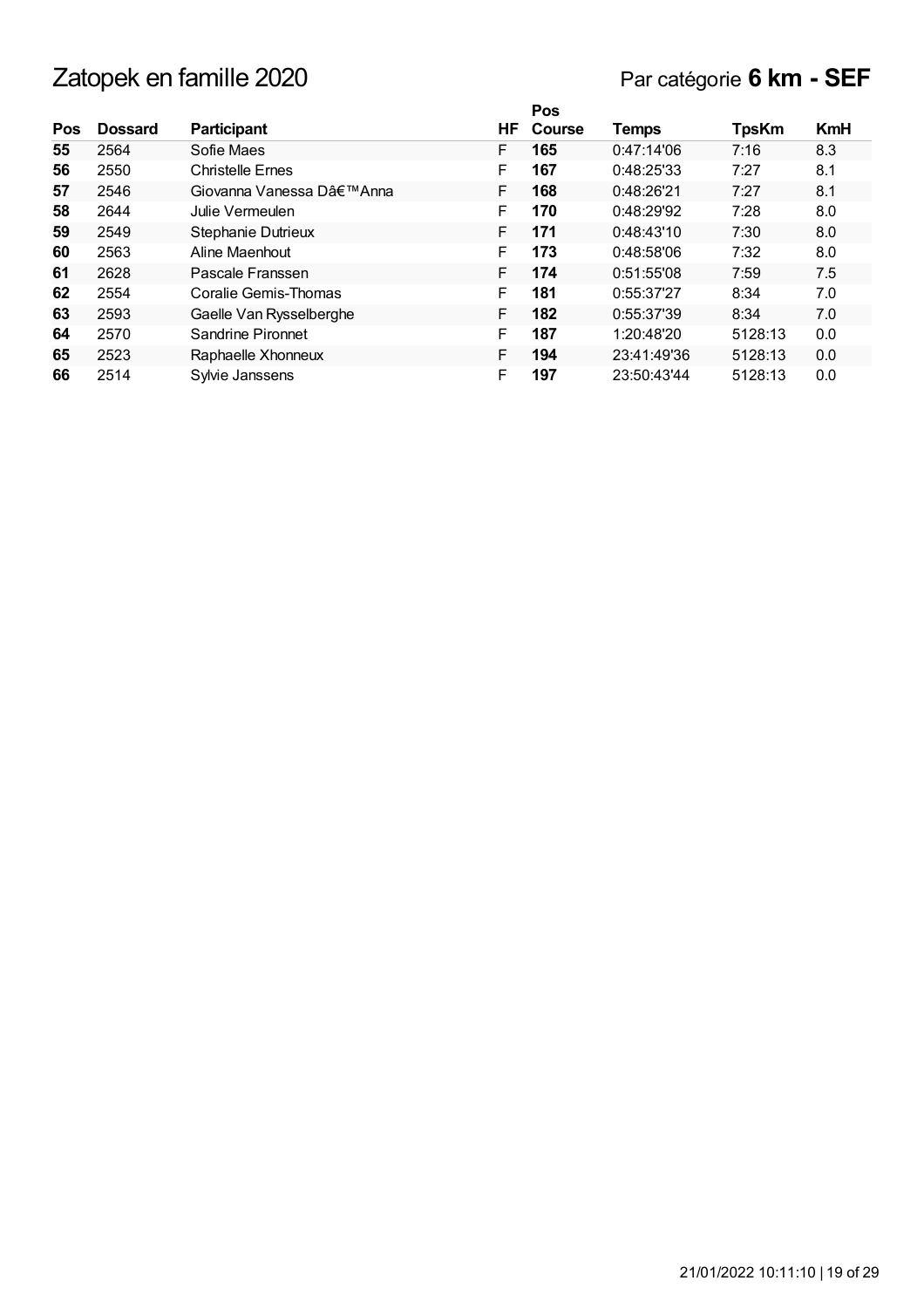# Zatopek en famille 2020

## Par catégorie **6 km - SEF**

| Pos | Dossard | Participant | HF | Pos Course | Temps | TpsKm | KmH |
|---|---|---|---|---|---|---|---|
| **55** | 2564 | Sofie Maes | F | **165** | 0:47:14'06 | 7:16 | 8.3 |
| **56** | 2550 | Christelle Ernes | F | **167** | 0:48:25'33 | 7:27 | 8.1 |
| **57** | 2546 | Giovanna Vanessa Dâ€™Anna | F | **168** | 0:48:26'21 | 7:27 | 8.1 |
| **58** | 2644 | Julie Vermeulen | F | **170** | 0:48:29'92 | 7:28 | 8.0 |
| **59** | 2549 | Stephanie Dutrieux | F | **171** | 0:48:43'10 | 7:30 | 8.0 |
| **60** | 2563 | Aline Maenhout | F | **173** | 0:48:58'06 | 7:32 | 8.0 |
| **61** | 2628 | Pascale Franssen | F | **174** | 0:51:55'08 | 7:59 | 7.5 |
| **62** | 2554 | Coralie Gemis-Thomas | F | **181** | 0:55:37'27 | 8:34 | 7.0 |
| **63** | 2593 | Gaelle Van Rysselberghe | F | **182** | 0:55:37'39 | 8:34 | 7.0 |
| **64** | 2570 | Sandrine Pironnet | F | **187** | 1:20:48'20 | 5128:13 | 0.0 |
| **65** | 2523 | Raphaelle Xhonneux | F | **194** | 23:41:49'36 | 5128:13 | 0.0 |
| **66** | 2514 | Sylvie Janssens | F | **197** | 23:50:43'44 | 5128:13 | 0.0 |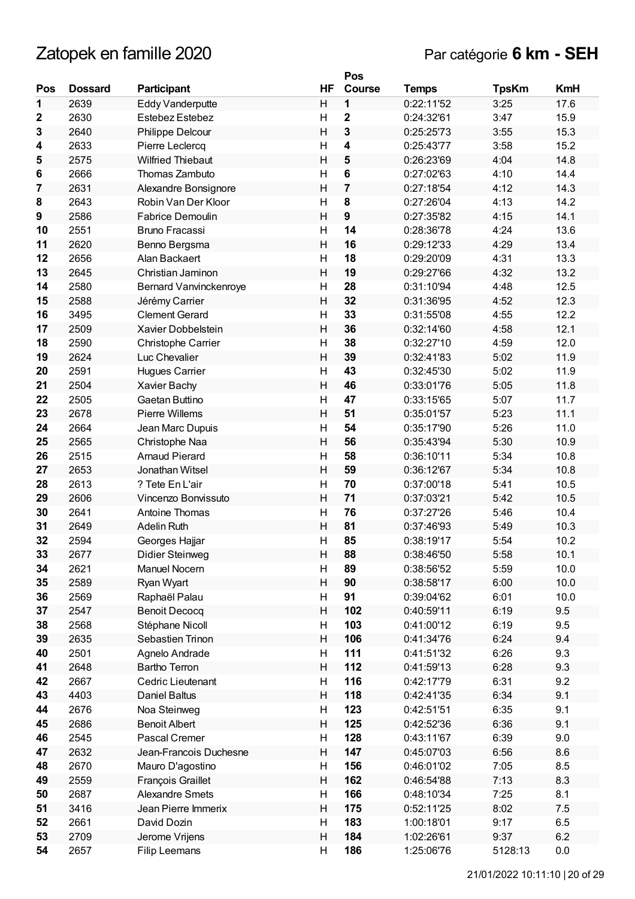# Zatopek en famille 2020

Par catégorie **6 km - SEH**

| Pos | Dossard | Participant | HF | Pos Course | Temps | TpsKm | KmH |
|---|---|---|---|---|---|---|---|
| **1** | 2639 | Eddy Vanderputte | H | **1** | 0:22:11'52 | 3:25 | 17.6 |
| **2** | 2630 | Estebez Estebez | H | **2** | 0:24:32'61 | 3:47 | 15.9 |
| **3** | 2640 | Philippe Delcour | H | **3** | 0:25:25'73 | 3:55 | 15.3 |
| **4** | 2633 | Pierre Leclercq | H | **4** | 0:25:43'77 | 3:58 | 15.2 |
| **5** | 2575 | Wilfried Thiebaut | H | **5** | 0:26:23'69 | 4:04 | 14.8 |
| **6** | 2666 | Thomas Zambuto | H | **6** | 0:27:02'63 | 4:10 | 14.4 |
| **7** | 2631 | Alexandre Bonsignore | H | **7** | 0:27:18'54 | 4:12 | 14.3 |
| **8** | 2643 | Robin Van Der Kloor | H | **8** | 0:27:26'04 | 4:13 | 14.2 |
| **9** | 2586 | Fabrice Demoulin | H | **9** | 0:27:35'82 | 4:15 | 14.1 |
| **10** | 2551 | Bruno Fracassi | H | **14** | 0:28:36'78 | 4:24 | 13.6 |
| **11** | 2620 | Benno Bergsma | H | **16** | 0:29:12'33 | 4:29 | 13.4 |
| **12** | 2656 | Alan Backaert | H | **18** | 0:29:20'09 | 4:31 | 13.3 |
| **13** | 2645 | Christian Jaminon | H | **19** | 0:29:27'66 | 4:32 | 13.2 |
| **14** | 2580 | Bernard Vanvinckenroye | H | **28** | 0:31:10'94 | 4:48 | 12.5 |
| **15** | 2588 | Jérémy Carrier | H | **32** | 0:31:36'95 | 4:52 | 12.3 |
| **16** | 3495 | Clement Gerard | H | **33** | 0:31:55'08 | 4:55 | 12.2 |
| **17** | 2509 | Xavier Dobbelstein | H | **36** | 0:32:14'60 | 4:58 | 12.1 |
| **18** | 2590 | Christophe Carrier | H | **38** | 0:32:27'10 | 4:59 | 12.0 |
| **19** | 2624 | Luc Chevalier | H | **39** | 0:32:41'83 | 5:02 | 11.9 |
| **20** | 2591 | Hugues Carrier | H | **43** | 0:32:45'30 | 5:02 | 11.9 |
| **21** | 2504 | Xavier Bachy | H | **46** | 0:33:01'76 | 5:05 | 11.8 |
| **22** | 2505 | Gaetan Buttino | H | **47** | 0:33:15'65 | 5:07 | 11.7 |
| **23** | 2678 | Pierre Willems | H | **51** | 0:35:01'57 | 5:23 | 11.1 |
| **24** | 2664 | Jean Marc Dupuis | H | **54** | 0:35:17'90 | 5:26 | 11.0 |
| **25** | 2565 | Christophe Naa | H | **56** | 0:35:43'94 | 5:30 | 10.9 |
| **26** | 2515 | Arnaud Pierard | H | **58** | 0:36:10'11 | 5:34 | 10.8 |
| **27** | 2653 | Jonathan Witsel | H | **59** | 0:36:12'67 | 5:34 | 10.8 |
| **28** | 2613 | ? Tete En L'air | H | **70** | 0:37:00'18 | 5:41 | 10.5 |
| **29** | 2606 | Vincenzo Bonvissuto | H | **71** | 0:37:03'21 | 5:42 | 10.5 |
| **30** | 2641 | Antoine Thomas | H | **76** | 0:37:27'26 | 5:46 | 10.4 |
| **31** | 2649 | Adelin Ruth | H | **81** | 0:37:46'93 | 5:49 | 10.3 |
| **32** | 2594 | Georges Hajjar | H | **85** | 0:38:19'17 | 5:54 | 10.2 |
| **33** | 2677 | Didier Steinweg | H | **88** | 0:38:46'50 | 5:58 | 10.1 |
| **34** | 2621 | Manuel Nocern | H | **89** | 0:38:56'52 | 5:59 | 10.0 |
| **35** | 2589 | Ryan Wyart | H | **90** | 0:38:58'17 | 6:00 | 10.0 |
| **36** | 2569 | Raphaël Palau | H | **91** | 0:39:04'62 | 6:01 | 10.0 |
| **37** | 2547 | Benoit Decocq | H | **102** | 0:40:59'11 | 6:19 | 9.5 |
| **38** | 2568 | Stéphane Nicoll | H | **103** | 0:41:00'12 | 6:19 | 9.5 |
| **39** | 2635 | Sebastien Trinon | H | **106** | 0:41:34'76 | 6:24 | 9.4 |
| **40** | 2501 | Agnelo Andrade | H | **111** | 0:41:51'32 | 6:26 | 9.3 |
| **41** | 2648 | Bartho Terron | H | **112** | 0:41:59'13 | 6:28 | 9.3 |
| **42** | 2667 | Cedric Lieutenant | H | **116** | 0:42:17'79 | 6:31 | 9.2 |
| **43** | 4403 | Daniel Baltus | H | **118** | 0:42:41'35 | 6:34 | 9.1 |
| **44** | 2676 | Noa Steinweg | H | **123** | 0:42:51'51 | 6:35 | 9.1 |
| **45** | 2686 | Benoit Albert | H | **125** | 0:42:52'36 | 6:36 | 9.1 |
| **46** | 2545 | Pascal Cremer | H | **128** | 0:43:11'67 | 6:39 | 9.0 |
| **47** | 2632 | Jean-Francois Duchesne | H | **147** | 0:45:07'03 | 6:56 | 8.6 |
| **48** | 2670 | Mauro D'agostino | H | **156** | 0:46:01'02 | 7:05 | 8.5 |
| **49** | 2559 | François Graillet | H | **162** | 0:46:54'88 | 7:13 | 8.3 |
| **50** | 2687 | Alexandre Smets | H | **166** | 0:48:10'34 | 7:25 | 8.1 |
| **51** | 3416 | Jean Pierre Immerix | H | **175** | 0:52:11'25 | 8:02 | 7.5 |
| **52** | 2661 | David Dozin | H | **183** | 1:00:18'01 | 9:17 | 6.5 |
| **53** | 2709 | Jerome Vrijens | H | **184** | 1:02:26'61 | 9:37 | 6.2 |
| **54** | 2657 | Filip Leemans | H | **186** | 1:25:06'76 | 5128:13 | 0.0 |

21/01/2022 10:11:10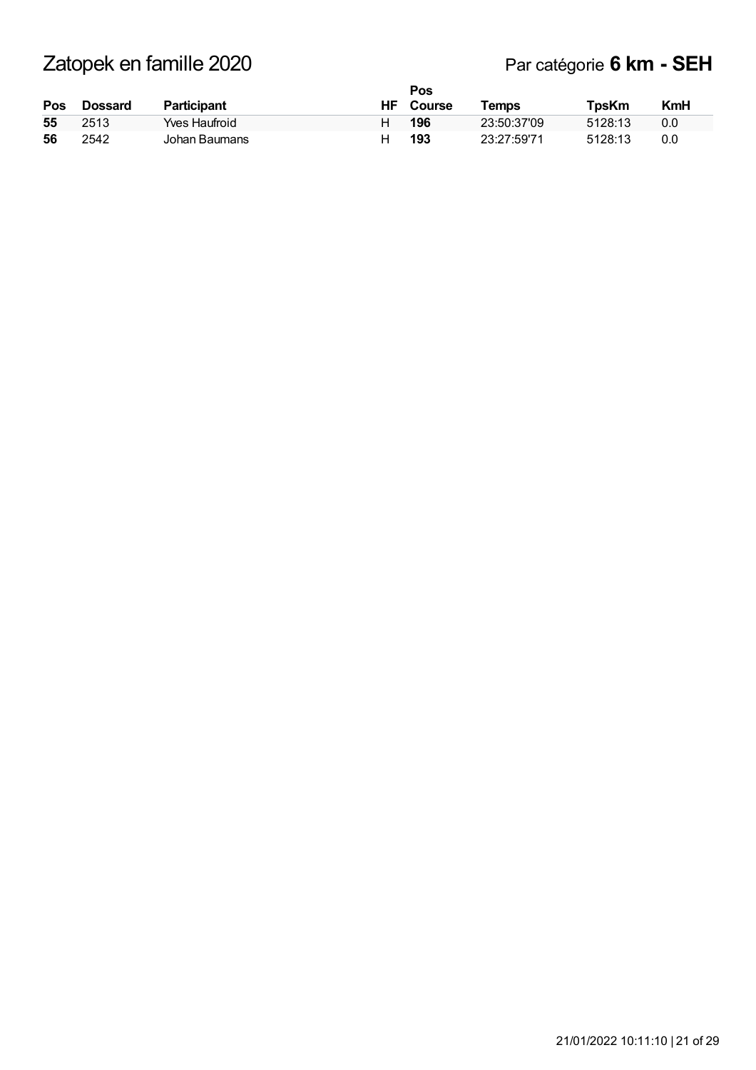# Zatopek en famille 2020

Par catégorie **6 km - SEH**

| Pos | Dossard | Participant | HF | Pos Course | Temps | TpsKm | KmH |
|---|---|---|---|---|---|---|---|
| **55** | 2513 | Yves Haufroid | H | **196** | 23:50:37'09 | 5128:13 | 0.0 |
| **56** | 2542 | Johan Baumans | H | **193** | 23:27:59'71 | 5128:13 | 0.0 |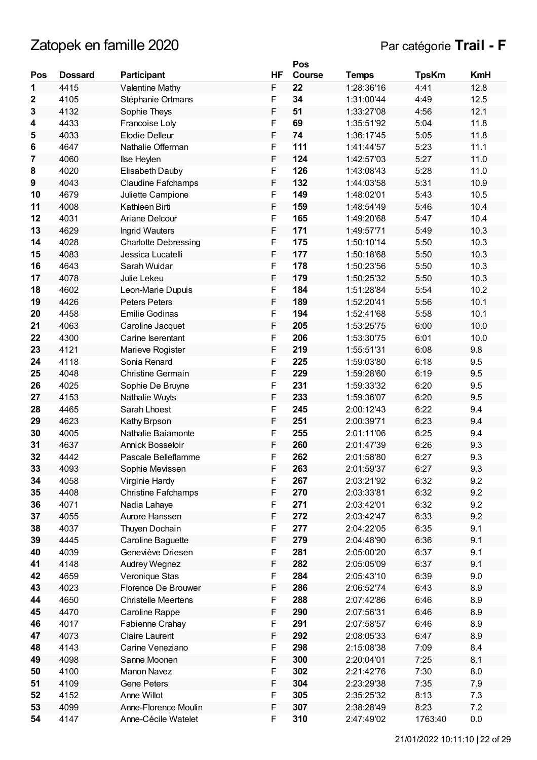# Zatopek en famille 2020

Par catégorie **Trail - F**

| Pos | Dossard | Participant | HF | Pos Course | Temps | TpsKm | KmH |
|---|---|---|---|---|---|---|---|
| **1** | 4415 | Valentine Mathy | F | **22** | 1:28:36'16 | 4:41 | 12.8 |
| **2** | 4105 | Stéphanie Ortmans | F | **34** | 1:31:00'44 | 4:49 | 12.5 |
| **3** | 4132 | Sophie Theys | F | **51** | 1:33:27'08 | 4:56 | 12.1 |
| **4** | 4433 | Francoise Loly | F | **69** | 1:35:51'92 | 5:04 | 11.8 |
| **5** | 4033 | Elodie Delleur | F | **74** | 1:36:17'45 | 5:05 | 11.8 |
| **6** | 4647 | Nathalie Offerman | F | **111** | 1:41:44'57 | 5:23 | 11.1 |
| **7** | 4060 | Ilse Heylen | F | **124** | 1:42:57'03 | 5:27 | 11.0 |
| **8** | 4020 | Elisabeth Dauby | F | **126** | 1:43:08'43 | 5:28 | 11.0 |
| **9** | 4043 | Claudine Fafchamps | F | **132** | 1:44:03'58 | 5:31 | 10.9 |
| **10** | 4679 | Juliette Campione | F | **149** | 1:48:02'01 | 5:43 | 10.5 |
| **11** | 4008 | Kathleen Birti | F | **159** | 1:48:54'49 | 5:46 | 10.4 |
| **12** | 4031 | Ariane Delcour | F | **165** | 1:49:20'68 | 5:47 | 10.4 |
| **13** | 4629 | Ingrid Wauters | F | **171** | 1:49:57'71 | 5:49 | 10.3 |
| **14** | 4028 | Charlotte Debressing | F | **175** | 1:50:10'14 | 5:50 | 10.3 |
| **15** | 4083 | Jessica Lucatelli | F | **177** | 1:50:18'68 | 5:50 | 10.3 |
| **16** | 4643 | Sarah Wuidar | F | **178** | 1:50:23'56 | 5:50 | 10.3 |
| **17** | 4078 | Julie Lekeu | F | **179** | 1:50:25'32 | 5:50 | 10.3 |
| **18** | 4602 | Leon-Marie Dupuis | F | **184** | 1:51:28'84 | 5:54 | 10.2 |
| **19** | 4426 | Peters Peters | F | **189** | 1:52:20'41 | 5:56 | 10.1 |
| **20** | 4458 | Emilie Godinas | F | **194** | 1:52:41'68 | 5:58 | 10.1 |
| **21** | 4063 | Caroline Jacquet | F | **205** | 1:53:25'75 | 6:00 | 10.0 |
| **22** | 4300 | Carine Iserentant | F | **206** | 1:53:30'75 | 6:01 | 10.0 |
| **23** | 4121 | Marieve Rogister | F | **219** | 1:55:51'31 | 6:08 | 9.8 |
| **24** | 4118 | Sonia Renard | F | **225** | 1:59:03'80 | 6:18 | 9.5 |
| **25** | 4048 | Christine Germain | F | **229** | 1:59:28'60 | 6:19 | 9.5 |
| **26** | 4025 | Sophie De Bruyne | F | **231** | 1:59:33'32 | 6:20 | 9.5 |
| **27** | 4153 | Nathalie Wuyts | F | **233** | 1:59:36'07 | 6:20 | 9.5 |
| **28** | 4465 | Sarah Lhoest | F | **245** | 2:00:12'43 | 6:22 | 9.4 |
| **29** | 4623 | Kathy Brpson | F | **251** | 2:00:39'71 | 6:23 | 9.4 |
| **30** | 4005 | Nathalie Baiamonte | F | **255** | 2:01:11'06 | 6:25 | 9.4 |
| **31** | 4637 | Annick Bosseloir | F | **260** | 2:01:47'39 | 6:26 | 9.3 |
| **32** | 4442 | Pascale Belleflamme | F | **262** | 2:01:58'80 | 6:27 | 9.3 |
| **33** | 4093 | Sophie Mevissen | F | **263** | 2:01:59'37 | 6:27 | 9.3 |
| **34** | 4058 | Virginie Hardy | F | **267** | 2:03:21'92 | 6:32 | 9.2 |
| **35** | 4408 | Christine Fafchamps | F | **270** | 2:03:33'81 | 6:32 | 9.2 |
| **36** | 4071 | Nadia Lahaye | F | **271** | 2:03:42'01 | 6:32 | 9.2 |
| **37** | 4055 | Aurore Hanssen | F | **272** | 2:03:42'47 | 6:33 | 9.2 |
| **38** | 4037 | Thuyen Dochain | F | **277** | 2:04:22'05 | 6:35 | 9.1 |
| **39** | 4445 | Caroline Baguette | F | **279** | 2:04:48'90 | 6:36 | 9.1 |
| **40** | 4039 | Geneviève Driesen | F | **281** | 2:05:00'20 | 6:37 | 9.1 |
| **41** | 4148 | Audrey Wegnez | F | **282** | 2:05:05'09 | 6:37 | 9.1 |
| **42** | 4659 | Veronique Stas | F | **284** | 2:05:43'10 | 6:39 | 9.0 |
| **43** | 4023 | Florence De Brouwer | F | **286** | 2:06:52'74 | 6:43 | 8.9 |
| **44** | 4650 | Christelle Meertens | F | **288** | 2:07:42'86 | 6:46 | 8.9 |
| **45** | 4470 | Caroline Rappe | F | **290** | 2:07:56'31 | 6:46 | 8.9 |
| **46** | 4017 | Fabienne Crahay | F | **291** | 2:07:58'57 | 6:46 | 8.9 |
| **47** | 4073 | Claire Laurent | F | **292** | 2:08:05'33 | 6:47 | 8.9 |
| **48** | 4143 | Carine Veneziano | F | **298** | 2:15:08'38 | 7:09 | 8.4 |
| **49** | 4098 | Sanne Moonen | F | **300** | 2:20:04'01 | 7:25 | 8.1 |
| **50** | 4100 | Manon Navez | F | **302** | 2:21:42'76 | 7:30 | 8.0 |
| **51** | 4109 | Gene Peters | F | **304** | 2:23:29'38 | 7:35 | 7.9 |
| **52** | 4152 | Anne Willot | F | **305** | 2:35:25'32 | 8:13 | 7.3 |
| **53** | 4099 | Anne-Florence Moulin | F | **307** | 2:38:28'49 | 8:23 | 7.2 |
| **54** | 4147 | Anne-Cécile Watelet | F | **310** | 2:47:49'02 | 1763:40 | 0.0 |

21/01/2022 10:11:10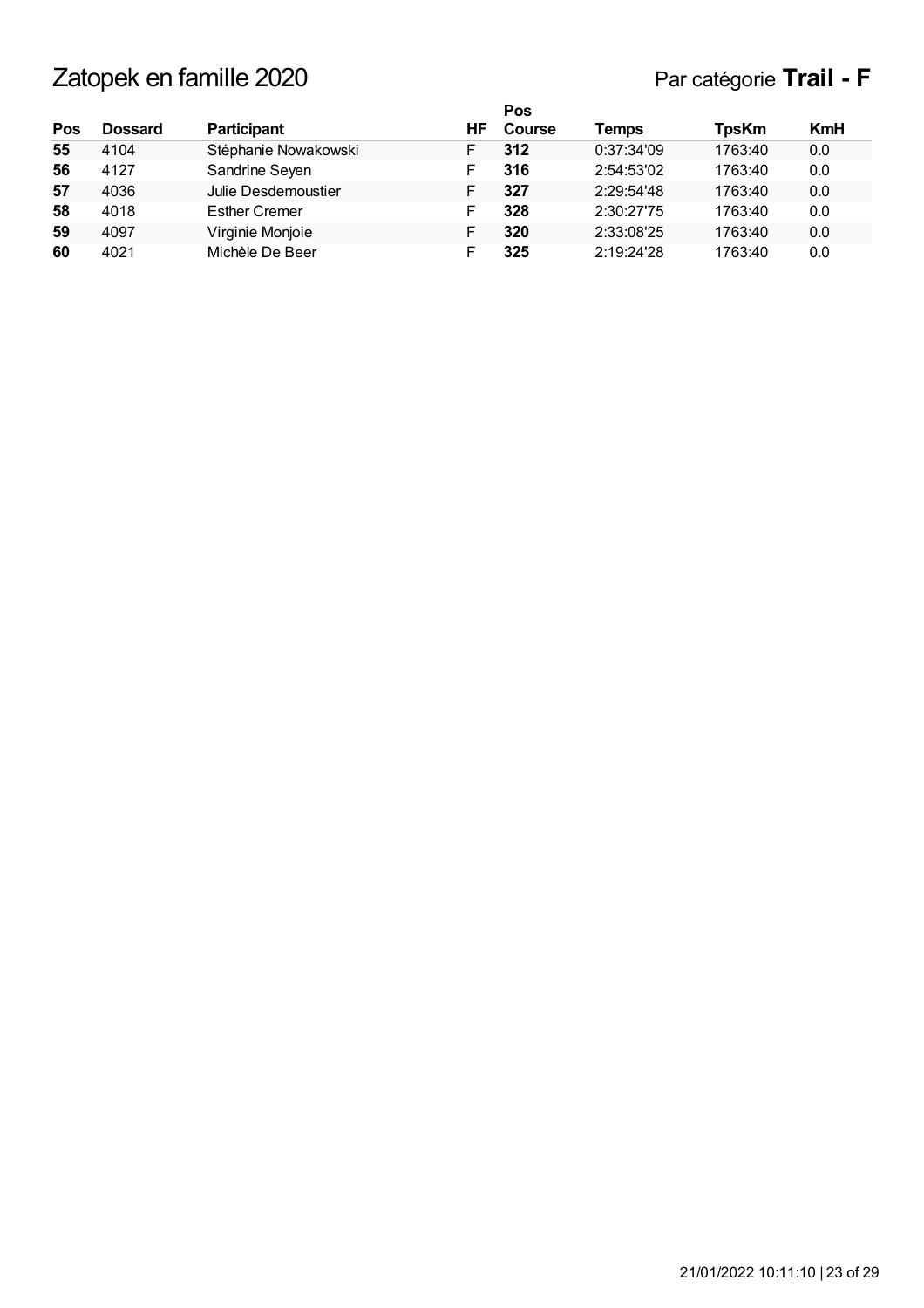# Zatopek en famille 2020

Par catégorie **Trail - F**

| Pos | Dossard | Participant | HF | Pos Course | Temps | TpsKm | KmH |
|---|---|---|---|---|---|---|---|
| **55** | 4104 | Stéphanie Nowakowski | F | **312** | 0:37:34'09 | 1763:40 | 0.0 |
| **56** | 4127 | Sandrine Seyen | F | **316** | 2:54:53'02 | 1763:40 | 0.0 |
| **57** | 4036 | Julie Desdemoustier | F | **327** | 2:29:54'48 | 1763:40 | 0.0 |
| **58** | 4018 | Esther Cremer | F | **328** | 2:30:27'75 | 1763:40 | 0.0 |
| **59** | 4097 | Virginie Monjoie | F | **320** | 2:33:08'25 | 1763:40 | 0.0 |
| **60** | 4021 | Michèle De Beer | F | **325** | 2:19:24'28 | 1763:40 | 0.0 |

21/01/2022 10:11:10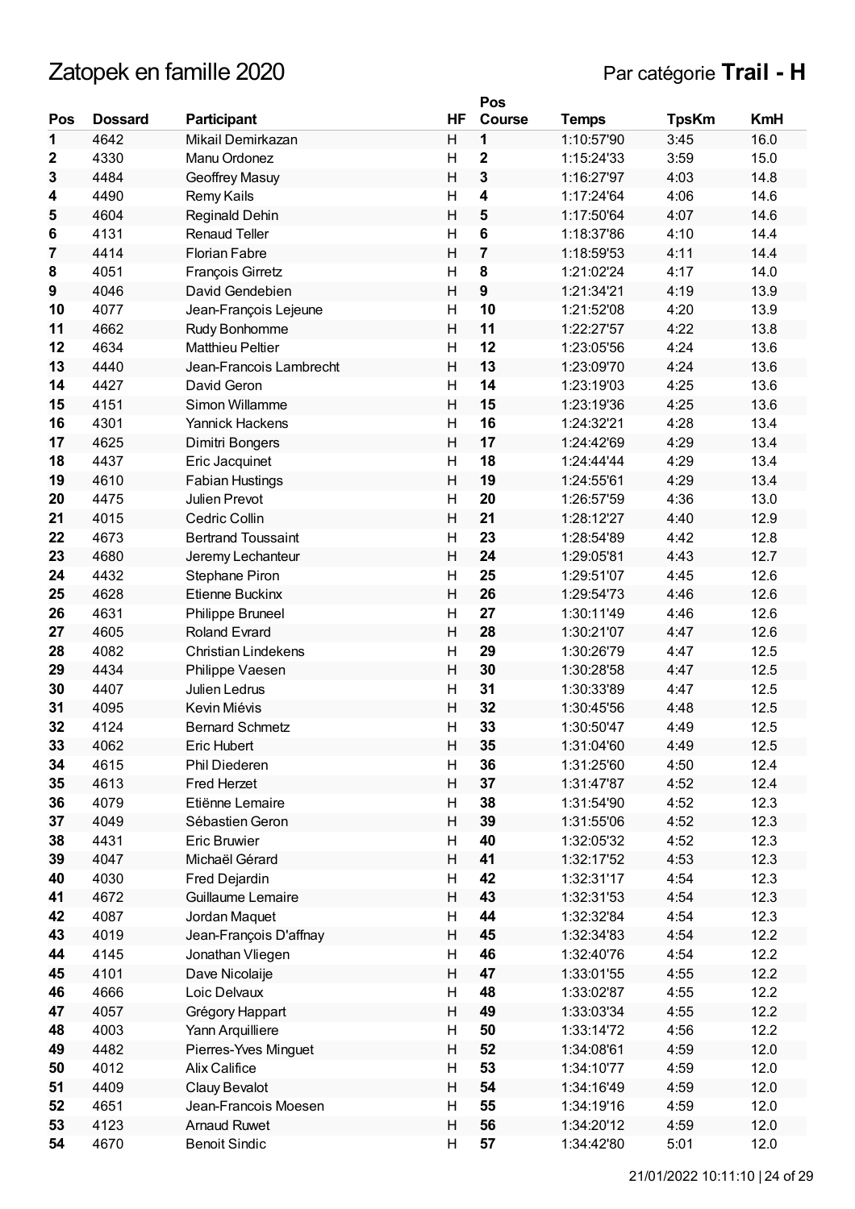# Zatopek en famille 2020

Par catégorie **Trail - H**

| Pos | Dossard | Participant | HF | Pos Course | Temps | TpsKm | KmH |
|---|---|---|---|---|---|---|---|
| 1 | 4642 | Mikail Demirkazan | H | 1 | 1:10:57'90 | 3:45 | 16.0 |
| 2 | 4330 | Manu Ordonez | H | 2 | 1:15:24'33 | 3:59 | 15.0 |
| 3 | 4484 | Geoffrey Masuy | H | 3 | 1:16:27'97 | 4:03 | 14.8 |
| 4 | 4490 | Remy Kails | H | 4 | 1:17:24'64 | 4:06 | 14.6 |
| 5 | 4604 | Reginald Dehin | H | 5 | 1:17:50'64 | 4:07 | 14.6 |
| 6 | 4131 | Renaud Teller | H | 6 | 1:18:37'86 | 4:10 | 14.4 |
| 7 | 4414 | Florian Fabre | H | 7 | 1:18:59'53 | 4:11 | 14.4 |
| 8 | 4051 | François Girretz | H | 8 | 1:21:02'24 | 4:17 | 14.0 |
| 9 | 4046 | David Gendebien | H | 9 | 1:21:34'21 | 4:19 | 13.9 |
| 10 | 4077 | Jean-François Lejeune | H | 10 | 1:21:52'08 | 4:20 | 13.9 |
| 11 | 4662 | Rudy Bonhomme | H | 11 | 1:22:27'57 | 4:22 | 13.8 |
| 12 | 4634 | Matthieu Peltier | H | 12 | 1:23:05'56 | 4:24 | 13.6 |
| 13 | 4440 | Jean-Francois Lambrecht | H | 13 | 1:23:09'70 | 4:24 | 13.6 |
| 14 | 4427 | David Geron | H | 14 | 1:23:19'03 | 4:25 | 13.6 |
| 15 | 4151 | Simon Willamme | H | 15 | 1:23:19'36 | 4:25 | 13.6 |
| 16 | 4301 | Yannick Hackens | H | 16 | 1:24:32'21 | 4:28 | 13.4 |
| 17 | 4625 | Dimitri Bongers | H | 17 | 1:24:42'69 | 4:29 | 13.4 |
| 18 | 4437 | Eric Jacquinet | H | 18 | 1:24:44'44 | 4:29 | 13.4 |
| 19 | 4610 | Fabian Hustings | H | 19 | 1:24:55'61 | 4:29 | 13.4 |
| 20 | 4475 | Julien Prevot | H | 20 | 1:26:57'59 | 4:36 | 13.0 |
| 21 | 4015 | Cedric Collin | H | 21 | 1:28:12'27 | 4:40 | 12.9 |
| 22 | 4673 | Bertrand Toussaint | H | 23 | 1:28:54'89 | 4:42 | 12.8 |
| 23 | 4680 | Jeremy Lechanteur | H | 24 | 1:29:05'81 | 4:43 | 12.7 |
| 24 | 4432 | Stephane Piron | H | 25 | 1:29:51'07 | 4:45 | 12.6 |
| 25 | 4628 | Etienne Buckinx | H | 26 | 1:29:54'73 | 4:46 | 12.6 |
| 26 | 4631 | Philippe Bruneel | H | 27 | 1:30:11'49 | 4:46 | 12.6 |
| 27 | 4605 | Roland Evrard | H | 28 | 1:30:21'07 | 4:47 | 12.6 |
| 28 | 4082 | Christian Lindekens | H | 29 | 1:30:26'79 | 4:47 | 12.5 |
| 29 | 4434 | Philippe Vaesen | H | 30 | 1:30:28'58 | 4:47 | 12.5 |
| 30 | 4407 | Julien Ledrus | H | 31 | 1:30:33'89 | 4:47 | 12.5 |
| 31 | 4095 | Kevin Miévis | H | 32 | 1:30:45'56 | 4:48 | 12.5 |
| 32 | 4124 | Bernard Schmetz | H | 33 | 1:30:50'47 | 4:49 | 12.5 |
| 33 | 4062 | Eric Hubert | H | 35 | 1:31:04'60 | 4:49 | 12.5 |
| 34 | 4615 | Phil Diederen | H | 36 | 1:31:25'60 | 4:50 | 12.4 |
| 35 | 4613 | Fred Herzet | H | 37 | 1:31:47'87 | 4:52 | 12.4 |
| 36 | 4079 | Etiënne Lemaire | H | 38 | 1:31:54'90 | 4:52 | 12.3 |
| 37 | 4049 | Sébastien Geron | H | 39 | 1:31:55'06 | 4:52 | 12.3 |
| 38 | 4431 | Eric Bruwier | H | 40 | 1:32:05'32 | 4:52 | 12.3 |
| 39 | 4047 | Michaël Gérard | H | 41 | 1:32:17'52 | 4:53 | 12.3 |
| 40 | 4030 | Fred Dejardin | H | 42 | 1:32:31'17 | 4:54 | 12.3 |
| 41 | 4672 | Guillaume Lemaire | H | 43 | 1:32:31'53 | 4:54 | 12.3 |
| 42 | 4087 | Jordan Maquet | H | 44 | 1:32:32'84 | 4:54 | 12.3 |
| 43 | 4019 | Jean-François D'affnay | H | 45 | 1:32:34'83 | 4:54 | 12.2 |
| 44 | 4145 | Jonathan Vliegen | H | 46 | 1:32:40'76 | 4:54 | 12.2 |
| 45 | 4101 | Dave Nicolaije | H | 47 | 1:33:01'55 | 4:55 | 12.2 |
| 46 | 4666 | Loic Delvaux | H | 48 | 1:33:02'87 | 4:55 | 12.2 |
| 47 | 4057 | Grégory Happart | H | 49 | 1:33:03'34 | 4:55 | 12.2 |
| 48 | 4003 | Yann Arquilliere | H | 50 | 1:33:14'72 | 4:56 | 12.2 |
| 49 | 4482 | Pierres-Yves Minguet | H | 52 | 1:34:08'61 | 4:59 | 12.0 |
| 50 | 4012 | Alix Califice | H | 53 | 1:34:10'77 | 4:59 | 12.0 |
| 51 | 4409 | Clauy Bevalot | H | 54 | 1:34:16'49 | 4:59 | 12.0 |
| 52 | 4651 | Jean-Francois Moesen | H | 55 | 1:34:19'16 | 4:59 | 12.0 |
| 53 | 4123 | Arnaud Ruwet | H | 56 | 1:34:20'12 | 4:59 | 12.0 |
| 54 | 4670 | Benoit Sindic | H | 57 | 1:34:42'80 | 5:01 | 12.0 |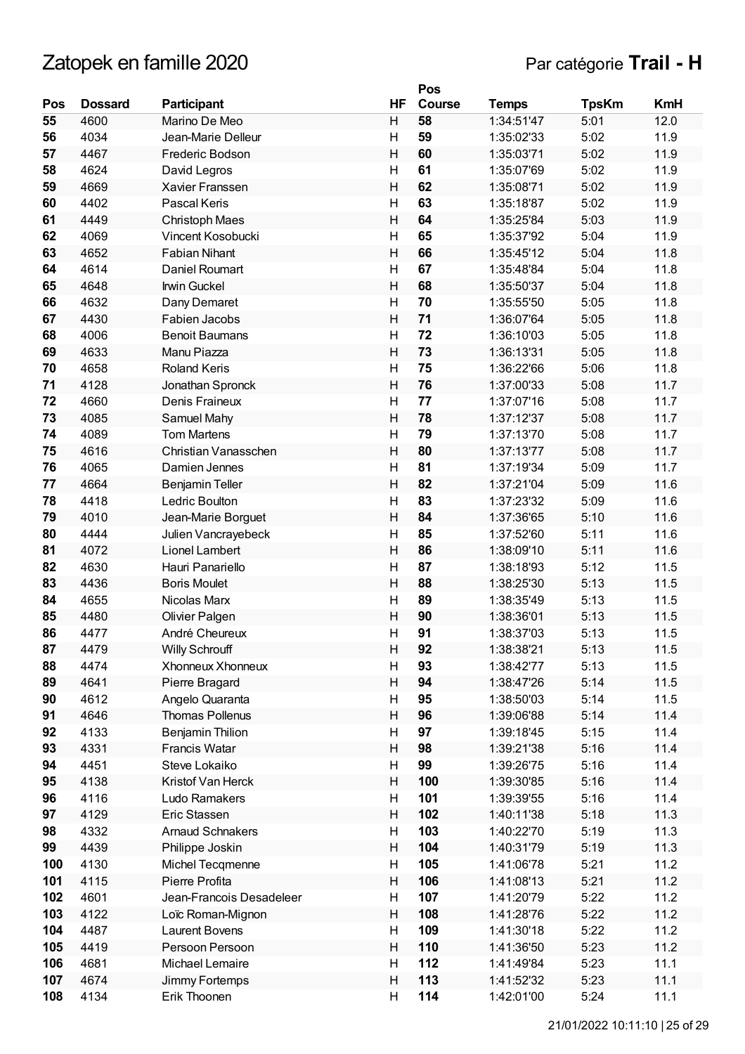# Zatopek en famille 2020

Par catégorie **Trail - H**

| Pos | Dossard | Participant | HF | Pos Course | Temps | TpsKm | KmH |
|---|---|---|---|---|---|---|---|
| 55 | 4600 | Marino De Meo | H | 58 | 1:34:51'47 | 5:01 | 12.0 |
| 56 | 4034 | Jean-Marie Delleur | H | 59 | 1:35:02'33 | 5:02 | 11.9 |
| 57 | 4467 | Frederic Bodson | H | 60 | 1:35:03'71 | 5:02 | 11.9 |
| 58 | 4624 | David Legros | H | 61 | 1:35:07'69 | 5:02 | 11.9 |
| 59 | 4669 | Xavier Franssen | H | 62 | 1:35:08'71 | 5:02 | 11.9 |
| 60 | 4402 | Pascal Keris | H | 63 | 1:35:18'87 | 5:02 | 11.9 |
| 61 | 4449 | Christoph Maes | H | 64 | 1:35:25'84 | 5:03 | 11.9 |
| 62 | 4069 | Vincent Kosobucki | H | 65 | 1:35:37'92 | 5:04 | 11.9 |
| 63 | 4652 | Fabian Nihant | H | 66 | 1:35:45'12 | 5:04 | 11.8 |
| 64 | 4614 | Daniel Roumart | H | 67 | 1:35:48'84 | 5:04 | 11.8 |
| 65 | 4648 | Irwin Guckel | H | 68 | 1:35:50'37 | 5:04 | 11.8 |
| 66 | 4632 | Dany Demaret | H | 70 | 1:35:55'50 | 5:05 | 11.8 |
| 67 | 4430 | Fabien Jacobs | H | 71 | 1:36:07'64 | 5:05 | 11.8 |
| 68 | 4006 | Benoit Baumans | H | 72 | 1:36:10'03 | 5:05 | 11.8 |
| 69 | 4633 | Manu Piazza | H | 73 | 1:36:13'31 | 5:05 | 11.8 |
| 70 | 4658 | Roland Keris | H | 75 | 1:36:22'66 | 5:06 | 11.8 |
| 71 | 4128 | Jonathan Spronck | H | 76 | 1:37:00'33 | 5:08 | 11.7 |
| 72 | 4660 | Denis Fraineux | H | 77 | 1:37:07'16 | 5:08 | 11.7 |
| 73 | 4085 | Samuel Mahy | H | 78 | 1:37:12'37 | 5:08 | 11.7 |
| 74 | 4089 | Tom Martens | H | 79 | 1:37:13'70 | 5:08 | 11.7 |
| 75 | 4616 | Christian Vanasschen | H | 80 | 1:37:13'77 | 5:08 | 11.7 |
| 76 | 4065 | Damien Jennes | H | 81 | 1:37:19'34 | 5:09 | 11.7 |
| 77 | 4664 | Benjamin Teller | H | 82 | 1:37:21'04 | 5:09 | 11.6 |
| 78 | 4418 | Ledric Boulton | H | 83 | 1:37:23'32 | 5:09 | 11.6 |
| 79 | 4010 | Jean-Marie Borguet | H | 84 | 1:37:36'65 | 5:10 | 11.6 |
| 80 | 4444 | Julien Vancrayebeck | H | 85 | 1:37:52'60 | 5:11 | 11.6 |
| 81 | 4072 | Lionel Lambert | H | 86 | 1:38:09'10 | 5:11 | 11.6 |
| 82 | 4630 | Hauri Panariello | H | 87 | 1:38:18'93 | 5:12 | 11.5 |
| 83 | 4436 | Boris Moulet | H | 88 | 1:38:25'30 | 5:13 | 11.5 |
| 84 | 4655 | Nicolas Marx | H | 89 | 1:38:35'49 | 5:13 | 11.5 |
| 85 | 4480 | Olivier Palgen | H | 90 | 1:38:36'01 | 5:13 | 11.5 |
| 86 | 4477 | André Cheureux | H | 91 | 1:38:37'03 | 5:13 | 11.5 |
| 87 | 4479 | Willy Schrouff | H | 92 | 1:38:38'21 | 5:13 | 11.5 |
| 88 | 4474 | Xhonneux Xhonneux | H | 93 | 1:38:42'77 | 5:13 | 11.5 |
| 89 | 4641 | Pierre Bragard | H | 94 | 1:38:47'26 | 5:14 | 11.5 |
| 90 | 4612 | Angelo Quaranta | H | 95 | 1:38:50'03 | 5:14 | 11.5 |
| 91 | 4646 | Thomas Pollenus | H | 96 | 1:39:06'88 | 5:14 | 11.4 |
| 92 | 4133 | Benjamin Thilion | H | 97 | 1:39:18'45 | 5:15 | 11.4 |
| 93 | 4331 | Francis Watar | H | 98 | 1:39:21'38 | 5:16 | 11.4 |
| 94 | 4451 | Steve Lokaiko | H | 99 | 1:39:26'75 | 5:16 | 11.4 |
| 95 | 4138 | Kristof Van Herck | H | 100 | 1:39:30'85 | 5:16 | 11.4 |
| 96 | 4116 | Ludo Ramakers | H | 101 | 1:39:39'55 | 5:16 | 11.4 |
| 97 | 4129 | Eric Stassen | H | 102 | 1:40:11'38 | 5:18 | 11.3 |
| 98 | 4332 | Arnaud Schnakers | H | 103 | 1:40:22'70 | 5:19 | 11.3 |
| 99 | 4439 | Philippe Joskin | H | 104 | 1:40:31'79 | 5:19 | 11.3 |
| 100 | 4130 | Michel Tecqmenne | H | 105 | 1:41:06'78 | 5:21 | 11.2 |
| 101 | 4115 | Pierre Profita | H | 106 | 1:41:08'13 | 5:21 | 11.2 |
| 102 | 4601 | Jean-Francois Desadeleer | H | 107 | 1:41:20'79 | 5:22 | 11.2 |
| 103 | 4122 | Loïc Roman-Mignon | H | 108 | 1:41:28'76 | 5:22 | 11.2 |
| 104 | 4487 | Laurent Bovens | H | 109 | 1:41:30'18 | 5:22 | 11.2 |
| 105 | 4419 | Persoon Persoon | H | 110 | 1:41:36'50 | 5:23 | 11.2 |
| 106 | 4681 | Michael Lemaire | H | 112 | 1:41:49'84 | 5:23 | 11.1 |
| 107 | 4674 | Jimmy Fortemps | H | 113 | 1:41:52'32 | 5:23 | 11.1 |
| 108 | 4134 | Erik Thoonen | H | 114 | 1:42:01'00 | 5:24 | 11.1 |

21/01/2022 10:11:10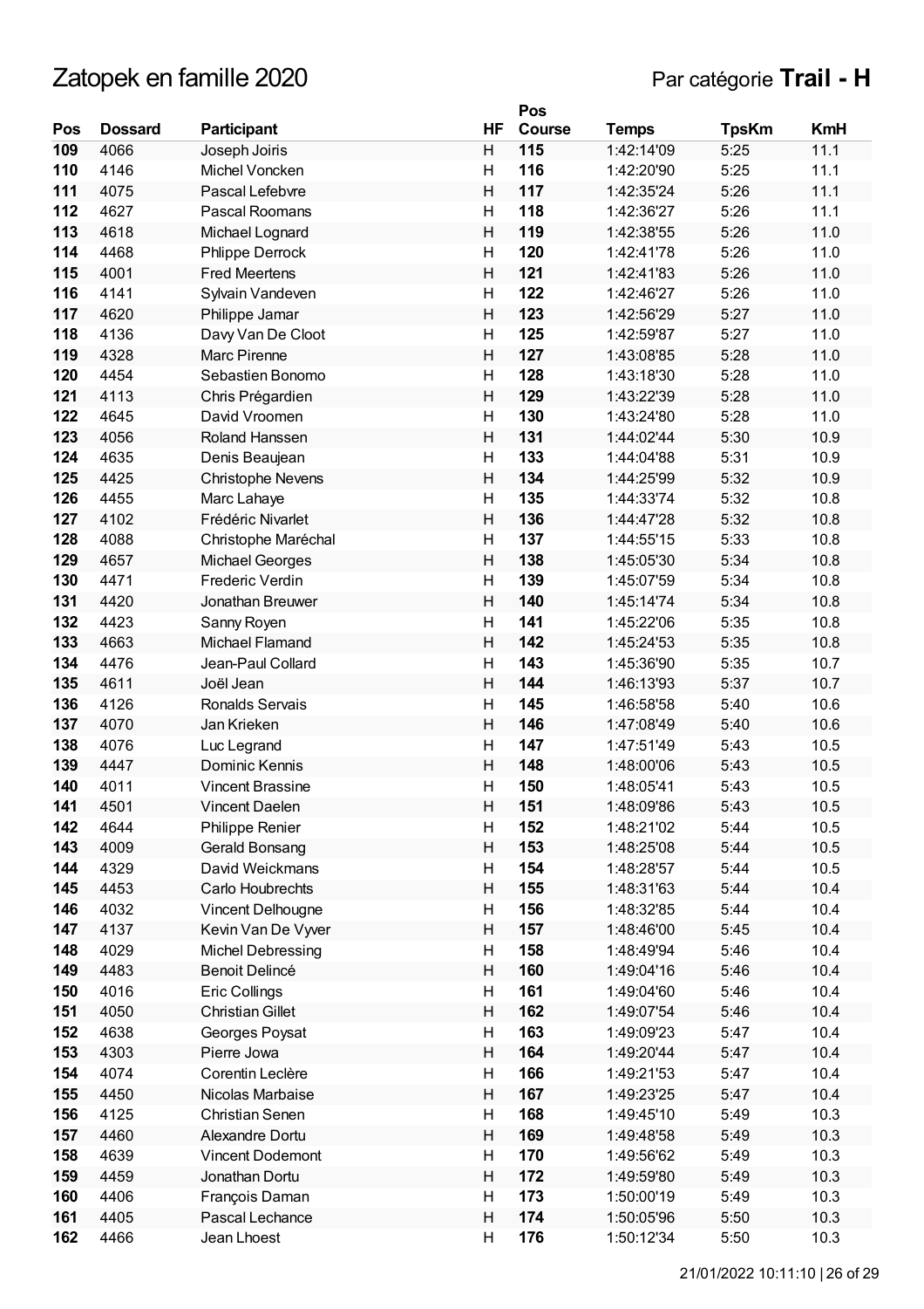# Zatopek en famille 2020

Par catégorie **Trail - H**

| Pos | Dossard | Participant | HF | Pos Course | Temps | TpsKm | KmH |
|---|---|---|---|---|---|---|---|
| 109 | 4066 | Joseph Joiris | H | 115 | 1:42:14'09 | 5:25 | 11.1 |
| 110 | 4146 | Michel Voncken | H | 116 | 1:42:20'90 | 5:25 | 11.1 |
| 111 | 4075 | Pascal Lefebvre | H | 117 | 1:42:35'24 | 5:26 | 11.1 |
| 112 | 4627 | Pascal Roomans | H | 118 | 1:42:36'27 | 5:26 | 11.1 |
| 113 | 4618 | Michael Lognard | H | 119 | 1:42:38'55 | 5:26 | 11.0 |
| 114 | 4468 | Phlippe Derrock | H | 120 | 1:42:41'78 | 5:26 | 11.0 |
| 115 | 4001 | Fred Meertens | H | 121 | 1:42:41'83 | 5:26 | 11.0 |
| 116 | 4141 | Sylvain Vandeven | H | 122 | 1:42:46'27 | 5:26 | 11.0 |
| 117 | 4620 | Philippe Jamar | H | 123 | 1:42:56'29 | 5:27 | 11.0 |
| 118 | 4136 | Davy Van De Cloot | H | 125 | 1:42:59'87 | 5:27 | 11.0 |
| 119 | 4328 | Marc Pirenne | H | 127 | 1:43:08'85 | 5:28 | 11.0 |
| 120 | 4454 | Sebastien Bonomo | H | 128 | 1:43:18'30 | 5:28 | 11.0 |
| 121 | 4113 | Chris Prégardien | H | 129 | 1:43:22'39 | 5:28 | 11.0 |
| 122 | 4645 | David Vroomen | H | 130 | 1:43:24'80 | 5:28 | 11.0 |
| 123 | 4056 | Roland Hanssen | H | 131 | 1:44:02'44 | 5:30 | 10.9 |
| 124 | 4635 | Denis Beaujean | H | 133 | 1:44:04'88 | 5:31 | 10.9 |
| 125 | 4425 | Christophe Nevens | H | 134 | 1:44:25'99 | 5:32 | 10.9 |
| 126 | 4455 | Marc Lahaye | H | 135 | 1:44:33'74 | 5:32 | 10.8 |
| 127 | 4102 | Frédéric Nivarlet | H | 136 | 1:44:47'28 | 5:32 | 10.8 |
| 128 | 4088 | Christophe Maréchal | H | 137 | 1:44:55'15 | 5:33 | 10.8 |
| 129 | 4657 | Michael Georges | H | 138 | 1:45:05'30 | 5:34 | 10.8 |
| 130 | 4471 | Frederic Verdin | H | 139 | 1:45:07'59 | 5:34 | 10.8 |
| 131 | 4420 | Jonathan Breuwer | H | 140 | 1:45:14'74 | 5:34 | 10.8 |
| 132 | 4423 | Sanny Royen | H | 141 | 1:45:22'06 | 5:35 | 10.8 |
| 133 | 4663 | Michael Flamand | H | 142 | 1:45:24'53 | 5:35 | 10.8 |
| 134 | 4476 | Jean-Paul Collard | H | 143 | 1:45:36'90 | 5:35 | 10.7 |
| 135 | 4611 | Joël Jean | H | 144 | 1:46:13'93 | 5:37 | 10.7 |
| 136 | 4126 | Ronalds Servais | H | 145 | 1:46:58'58 | 5:40 | 10.6 |
| 137 | 4070 | Jan Krieken | H | 146 | 1:47:08'49 | 5:40 | 10.6 |
| 138 | 4076 | Luc Legrand | H | 147 | 1:47:51'49 | 5:43 | 10.5 |
| 139 | 4447 | Dominic Kennis | H | 148 | 1:48:00'06 | 5:43 | 10.5 |
| 140 | 4011 | Vincent Brassine | H | 150 | 1:48:05'41 | 5:43 | 10.5 |
| 141 | 4501 | Vincent Daelen | H | 151 | 1:48:09'86 | 5:43 | 10.5 |
| 142 | 4644 | Philippe Renier | H | 152 | 1:48:21'02 | 5:44 | 10.5 |
| 143 | 4009 | Gerald Bonsang | H | 153 | 1:48:25'08 | 5:44 | 10.5 |
| 144 | 4329 | David Weickmans | H | 154 | 1:48:28'57 | 5:44 | 10.5 |
| 145 | 4453 | Carlo Houbrechts | H | 155 | 1:48:31'63 | 5:44 | 10.4 |
| 146 | 4032 | Vincent Delhougne | H | 156 | 1:48:32'85 | 5:44 | 10.4 |
| 147 | 4137 | Kevin Van De Vyver | H | 157 | 1:48:46'00 | 5:45 | 10.4 |
| 148 | 4029 | Michel Debressing | H | 158 | 1:48:49'94 | 5:46 | 10.4 |
| 149 | 4483 | Benoit Delincé | H | 160 | 1:49:04'16 | 5:46 | 10.4 |
| 150 | 4016 | Eric Collings | H | 161 | 1:49:04'60 | 5:46 | 10.4 |
| 151 | 4050 | Christian Gillet | H | 162 | 1:49:07'54 | 5:46 | 10.4 |
| 152 | 4638 | Georges Poysat | H | 163 | 1:49:09'23 | 5:47 | 10.4 |
| 153 | 4303 | Pierre Jowa | H | 164 | 1:49:20'44 | 5:47 | 10.4 |
| 154 | 4074 | Corentin Leclère | H | 166 | 1:49:21'53 | 5:47 | 10.4 |
| 155 | 4450 | Nicolas Marbaise | H | 167 | 1:49:23'25 | 5:47 | 10.4 |
| 156 | 4125 | Christian Senen | H | 168 | 1:49:45'10 | 5:49 | 10.3 |
| 157 | 4460 | Alexandre Dortu | H | 169 | 1:49:48'58 | 5:49 | 10.3 |
| 158 | 4639 | Vincent Dodemont | H | 170 | 1:49:56'62 | 5:49 | 10.3 |
| 159 | 4459 | Jonathan Dortu | H | 172 | 1:49:59'80 | 5:49 | 10.3 |
| 160 | 4406 | François Daman | H | 173 | 1:50:00'19 | 5:49 | 10.3 |
| 161 | 4405 | Pascal Lechance | H | 174 | 1:50:05'96 | 5:50 | 10.3 |
| 162 | 4466 | Jean Lhoest | H | 176 | 1:50:12'34 | 5:50 | 10.3 |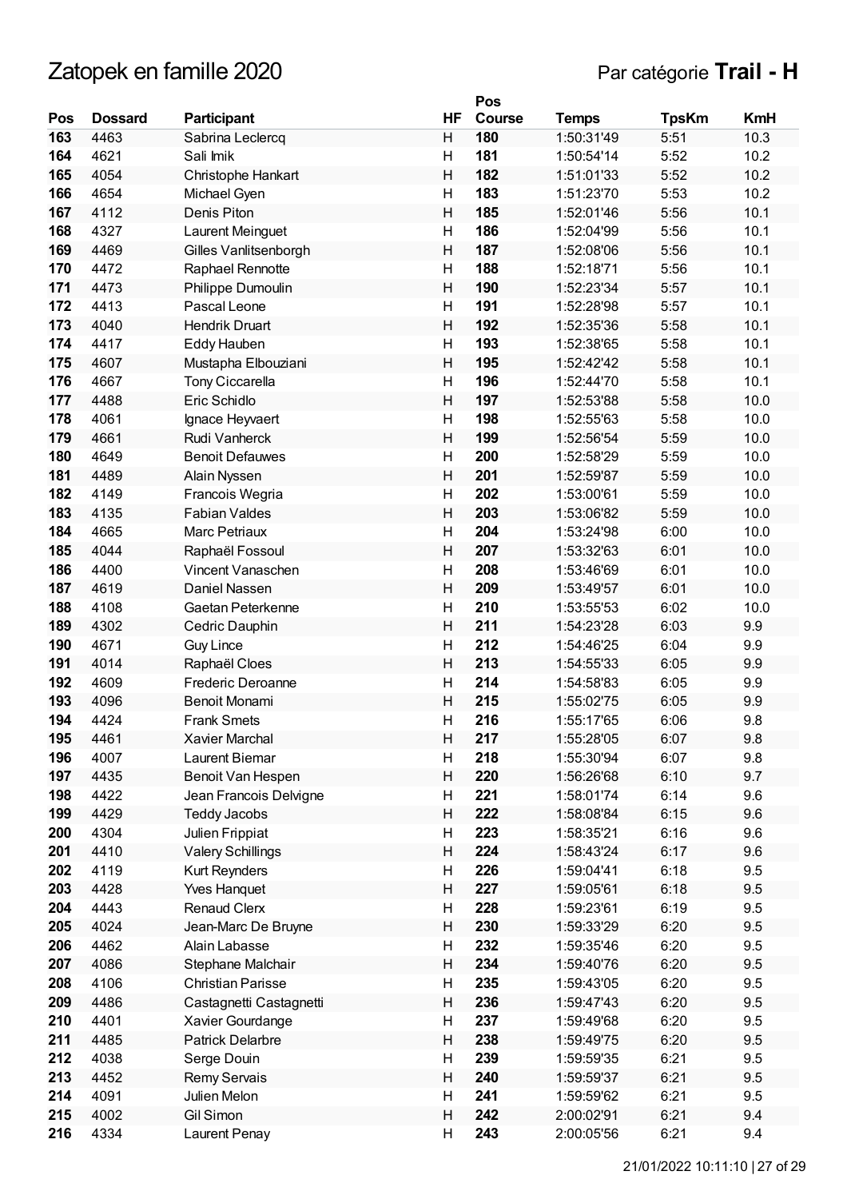# Zatopek en famille 2020

Par catégorie **Trail - H**

| Pos | Dossard | Participant | HF | Pos Course | Temps | TpsKm | KmH |
|---|---|---|---|---|---|---|---|
| 163 | 4463 | Sabrina Leclercq | H | 180 | 1:50:31'49 | 5:51 | 10.3 |
| 164 | 4621 | Sali Imik | H | 181 | 1:50:54'14 | 5:52 | 10.2 |
| 165 | 4054 | Christophe Hankart | H | 182 | 1:51:01'33 | 5:52 | 10.2 |
| 166 | 4654 | Michael Gyen | H | 183 | 1:51:23'70 | 5:53 | 10.2 |
| 167 | 4112 | Denis Piton | H | 185 | 1:52:01'46 | 5:56 | 10.1 |
| 168 | 4327 | Laurent Meinguet | H | 186 | 1:52:04'99 | 5:56 | 10.1 |
| 169 | 4469 | Gilles Vanlitsenborgh | H | 187 | 1:52:08'06 | 5:56 | 10.1 |
| 170 | 4472 | Raphael Rennotte | H | 188 | 1:52:18'71 | 5:56 | 10.1 |
| 171 | 4473 | Philippe Dumoulin | H | 190 | 1:52:23'34 | 5:57 | 10.1 |
| 172 | 4413 | Pascal Leone | H | 191 | 1:52:28'98 | 5:57 | 10.1 |
| 173 | 4040 | Hendrik Druart | H | 192 | 1:52:35'36 | 5:58 | 10.1 |
| 174 | 4417 | Eddy Hauben | H | 193 | 1:52:38'65 | 5:58 | 10.1 |
| 175 | 4607 | Mustapha Elbouziani | H | 195 | 1:52:42'42 | 5:58 | 10.1 |
| 176 | 4667 | Tony Ciccarella | H | 196 | 1:52:44'70 | 5:58 | 10.1 |
| 177 | 4488 | Eric Schidlo | H | 197 | 1:52:53'88 | 5:58 | 10.0 |
| 178 | 4061 | Ignace Heyvaert | H | 198 | 1:52:55'63 | 5:58 | 10.0 |
| 179 | 4661 | Rudi Vanherck | H | 199 | 1:52:56'54 | 5:59 | 10.0 |
| 180 | 4649 | Benoit Defauwes | H | 200 | 1:52:58'29 | 5:59 | 10.0 |
| 181 | 4489 | Alain Nyssen | H | 201 | 1:52:59'87 | 5:59 | 10.0 |
| 182 | 4149 | Francois Wegria | H | 202 | 1:53:00'61 | 5:59 | 10.0 |
| 183 | 4135 | Fabian Valdes | H | 203 | 1:53:06'82 | 5:59 | 10.0 |
| 184 | 4665 | Marc Petriaux | H | 204 | 1:53:24'98 | 6:00 | 10.0 |
| 185 | 4044 | Raphaël Fossoul | H | 207 | 1:53:32'63 | 6:01 | 10.0 |
| 186 | 4400 | Vincent Vanaschen | H | 208 | 1:53:46'69 | 6:01 | 10.0 |
| 187 | 4619 | Daniel Nassen | H | 209 | 1:53:49'57 | 6:01 | 10.0 |
| 188 | 4108 | Gaetan Peterkenne | H | 210 | 1:53:55'53 | 6:02 | 10.0 |
| 189 | 4302 | Cedric Dauphin | H | 211 | 1:54:23'28 | 6:03 | 9.9 |
| 190 | 4671 | Guy Lince | H | 212 | 1:54:46'25 | 6:04 | 9.9 |
| 191 | 4014 | Raphaël Cloes | H | 213 | 1:54:55'33 | 6:05 | 9.9 |
| 192 | 4609 | Frederic Deroanne | H | 214 | 1:54:58'83 | 6:05 | 9.9 |
| 193 | 4096 | Benoit Monami | H | 215 | 1:55:02'75 | 6:05 | 9.9 |
| 194 | 4424 | Frank Smets | H | 216 | 1:55:17'65 | 6:06 | 9.8 |
| 195 | 4461 | Xavier Marchal | H | 217 | 1:55:28'05 | 6:07 | 9.8 |
| 196 | 4007 | Laurent Biemar | H | 218 | 1:55:30'94 | 6:07 | 9.8 |
| 197 | 4435 | Benoit Van Hespen | H | 220 | 1:56:26'68 | 6:10 | 9.7 |
| 198 | 4422 | Jean Francois Delvigne | H | 221 | 1:58:01'74 | 6:14 | 9.6 |
| 199 | 4429 | Teddy Jacobs | H | 222 | 1:58:08'84 | 6:15 | 9.6 |
| 200 | 4304 | Julien Frippiat | H | 223 | 1:58:35'21 | 6:16 | 9.6 |
| 201 | 4410 | Valery Schillings | H | 224 | 1:58:43'24 | 6:17 | 9.6 |
| 202 | 4119 | Kurt Reynders | H | 226 | 1:59:04'41 | 6:18 | 9.5 |
| 203 | 4428 | Yves Hanquet | H | 227 | 1:59:05'61 | 6:18 | 9.5 |
| 204 | 4443 | Renaud Clerx | H | 228 | 1:59:23'61 | 6:19 | 9.5 |
| 205 | 4024 | Jean-Marc De Bruyne | H | 230 | 1:59:33'29 | 6:20 | 9.5 |
| 206 | 4462 | Alain Labasse | H | 232 | 1:59:35'46 | 6:20 | 9.5 |
| 207 | 4086 | Stephane Malchair | H | 234 | 1:59:40'76 | 6:20 | 9.5 |
| 208 | 4106 | Christian Parisse | H | 235 | 1:59:43'05 | 6:20 | 9.5 |
| 209 | 4486 | Castagnetti Castagnetti | H | 236 | 1:59:47'43 | 6:20 | 9.5 |
| 210 | 4401 | Xavier Gourdange | H | 237 | 1:59:49'68 | 6:20 | 9.5 |
| 211 | 4485 | Patrick Delarbre | H | 238 | 1:59:49'75 | 6:20 | 9.5 |
| 212 | 4038 | Serge Douin | H | 239 | 1:59:59'35 | 6:21 | 9.5 |
| 213 | 4452 | Remy Servais | H | 240 | 1:59:59'37 | 6:21 | 9.5 |
| 214 | 4091 | Julien Melon | H | 241 | 1:59:59'62 | 6:21 | 9.5 |
| 215 | 4002 | Gil Simon | H | 242 | 2:00:02'91 | 6:21 | 9.4 |
| 216 | 4334 | Laurent Penay | H | 243 | 2:00:05'56 | 6:21 | 9.4 |

21/01/2022 10:11:10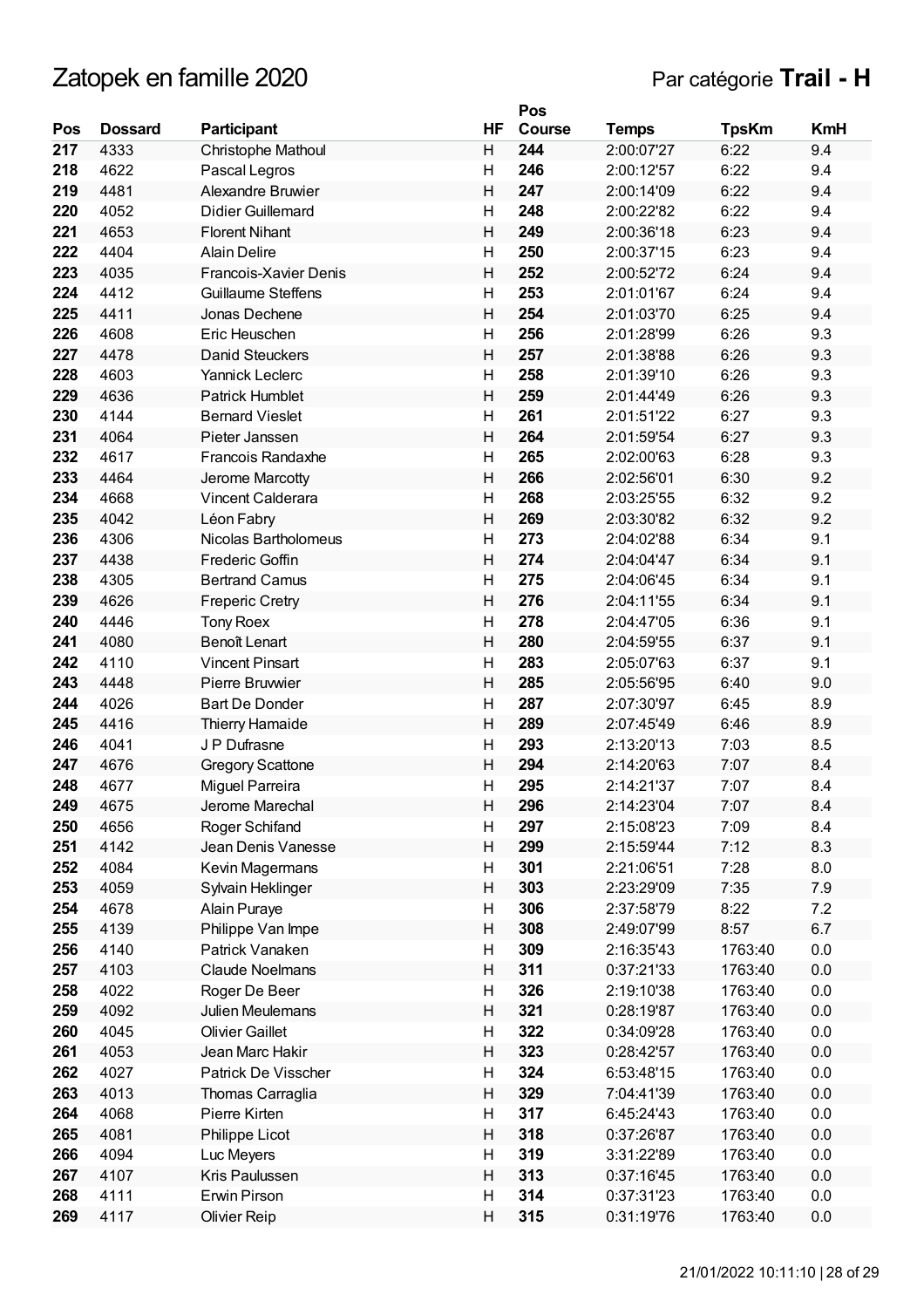# Zatopek en famille 2020

Par catégorie **Trail - H**

| Pos | Dossard | Participant | HF | Pos Course | Temps | TpsKm | KmH |
|---|---|---|---|---|---|---|---|
| 217 | 4333 | Christophe Mathoul | H | 244 | 2:00:07'27 | 6:22 | 9.4 |
| 218 | 4622 | Pascal Legros | H | 246 | 2:00:12'57 | 6:22 | 9.4 |
| 219 | 4481 | Alexandre Bruwier | H | 247 | 2:00:14'09 | 6:22 | 9.4 |
| 220 | 4052 | Didier Guillemard | H | 248 | 2:00:22'82 | 6:22 | 9.4 |
| 221 | 4653 | Florent Nihant | H | 249 | 2:00:36'18 | 6:23 | 9.4 |
| 222 | 4404 | Alain Delire | H | 250 | 2:00:37'15 | 6:23 | 9.4 |
| 223 | 4035 | Francois-Xavier Denis | H | 252 | 2:00:52'72 | 6:24 | 9.4 |
| 224 | 4412 | Guillaume Steffens | H | 253 | 2:01:01'67 | 6:24 | 9.4 |
| 225 | 4411 | Jonas Dechene | H | 254 | 2:01:03'70 | 6:25 | 9.4 |
| 226 | 4608 | Eric Heuschen | H | 256 | 2:01:28'99 | 6:26 | 9.3 |
| 227 | 4478 | Danid Steuckers | H | 257 | 2:01:38'88 | 6:26 | 9.3 |
| 228 | 4603 | Yannick Leclerc | H | 258 | 2:01:39'10 | 6:26 | 9.3 |
| 229 | 4636 | Patrick Humblet | H | 259 | 2:01:44'49 | 6:26 | 9.3 |
| 230 | 4144 | Bernard Vieslet | H | 261 | 2:01:51'22 | 6:27 | 9.3 |
| 231 | 4064 | Pieter Janssen | H | 264 | 2:01:59'54 | 6:27 | 9.3 |
| 232 | 4617 | Francois Randaxhe | H | 265 | 2:02:00'63 | 6:28 | 9.3 |
| 233 | 4464 | Jerome Marcotty | H | 266 | 2:02:56'01 | 6:30 | 9.2 |
| 234 | 4668 | Vincent Calderara | H | 268 | 2:03:25'55 | 6:32 | 9.2 |
| 235 | 4042 | Léon Fabry | H | 269 | 2:03:30'82 | 6:32 | 9.2 |
| 236 | 4306 | Nicolas Bartholomeus | H | 273 | 2:04:02'88 | 6:34 | 9.1 |
| 237 | 4438 | Frederic Goffin | H | 274 | 2:04:04'47 | 6:34 | 9.1 |
| 238 | 4305 | Bertrand Camus | H | 275 | 2:04:06'45 | 6:34 | 9.1 |
| 239 | 4626 | Freperic Cretry | H | 276 | 2:04:11'55 | 6:34 | 9.1 |
| 240 | 4446 | Tony Roex | H | 278 | 2:04:47'05 | 6:36 | 9.1 |
| 241 | 4080 | Benoît Lenart | H | 280 | 2:04:59'55 | 6:37 | 9.1 |
| 242 | 4110 | Vincent Pinsart | H | 283 | 2:05:07'63 | 6:37 | 9.1 |
| 243 | 4448 | Pierre Bruwier | H | 285 | 2:05:56'95 | 6:40 | 9.0 |
| 244 | 4026 | Bart De Donder | H | 287 | 2:07:30'97 | 6:45 | 8.9 |
| 245 | 4416 | Thierry Hamaide | H | 289 | 2:07:45'49 | 6:46 | 8.9 |
| 246 | 4041 | J P Dufrasne | H | 293 | 2:13:20'13 | 7:03 | 8.5 |
| 247 | 4676 | Gregory Scattone | H | 294 | 2:14:20'63 | 7:07 | 8.4 |
| 248 | 4677 | Miguel Parreira | H | 295 | 2:14:21'37 | 7:07 | 8.4 |
| 249 | 4675 | Jerome Marechal | H | 296 | 2:14:23'04 | 7:07 | 8.4 |
| 250 | 4656 | Roger Schifand | H | 297 | 2:15:08'23 | 7:09 | 8.4 |
| 251 | 4142 | Jean Denis Vanesse | H | 299 | 2:15:59'44 | 7:12 | 8.3 |
| 252 | 4084 | Kevin Magermans | H | 301 | 2:21:06'51 | 7:28 | 8.0 |
| 253 | 4059 | Sylvain Heklinger | H | 303 | 2:23:29'09 | 7:35 | 7.9 |
| 254 | 4678 | Alain Puraye | H | 306 | 2:37:58'79 | 8:22 | 7.2 |
| 255 | 4139 | Philippe Van Impe | H | 308 | 2:49:07'99 | 8:57 | 6.7 |
| 256 | 4140 | Patrick Vanaken | H | 309 | 2:16:35'43 | 1763:40 | 0.0 |
| 257 | 4103 | Claude Noelmans | H | 311 | 0:37:21'33 | 1763:40 | 0.0 |
| 258 | 4022 | Roger De Beer | H | 326 | 2:19:10'38 | 1763:40 | 0.0 |
| 259 | 4092 | Julien Meulemans | H | 321 | 0:28:19'87 | 1763:40 | 0.0 |
| 260 | 4045 | Olivier Gaillet | H | 322 | 0:34:09'28 | 1763:40 | 0.0 |
| 261 | 4053 | Jean Marc Hakir | H | 323 | 0:28:42'57 | 1763:40 | 0.0 |
| 262 | 4027 | Patrick De Visscher | H | 324 | 6:53:48'15 | 1763:40 | 0.0 |
| 263 | 4013 | Thomas Carraglia | H | 329 | 7:04:41'39 | 1763:40 | 0.0 |
| 264 | 4068 | Pierre Kirten | H | 317 | 6:45:24'43 | 1763:40 | 0.0 |
| 265 | 4081 | Philippe Licot | H | 318 | 0:37:26'87 | 1763:40 | 0.0 |
| 266 | 4094 | Luc Meyers | H | 319 | 3:31:22'89 | 1763:40 | 0.0 |
| 267 | 4107 | Kris Paulussen | H | 313 | 0:37:16'45 | 1763:40 | 0.0 |
| 268 | 4111 | Erwin Pirson | H | 314 | 0:37:31'23 | 1763:40 | 0.0 |
| 269 | 4117 | Olivier Reip | H | 315 | 0:31:19'76 | 1763:40 | 0.0 |